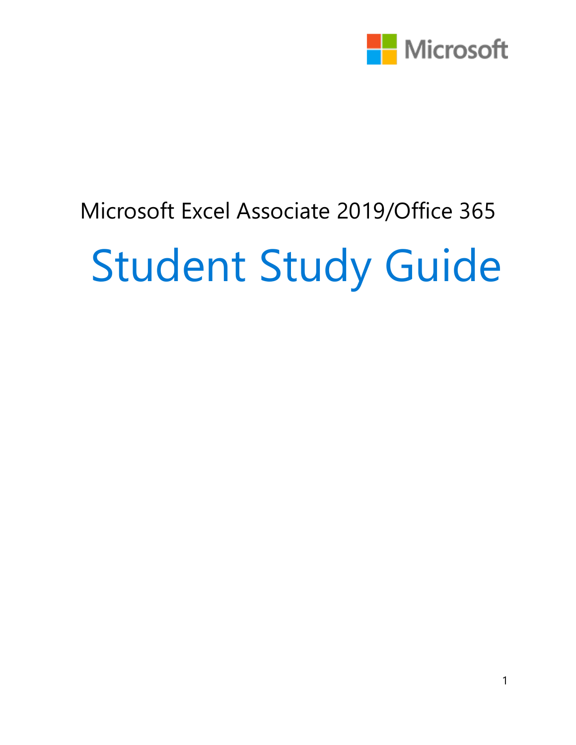Microsoft

Microsoft Excel Associate 2019/Office 365

# Student Study Guide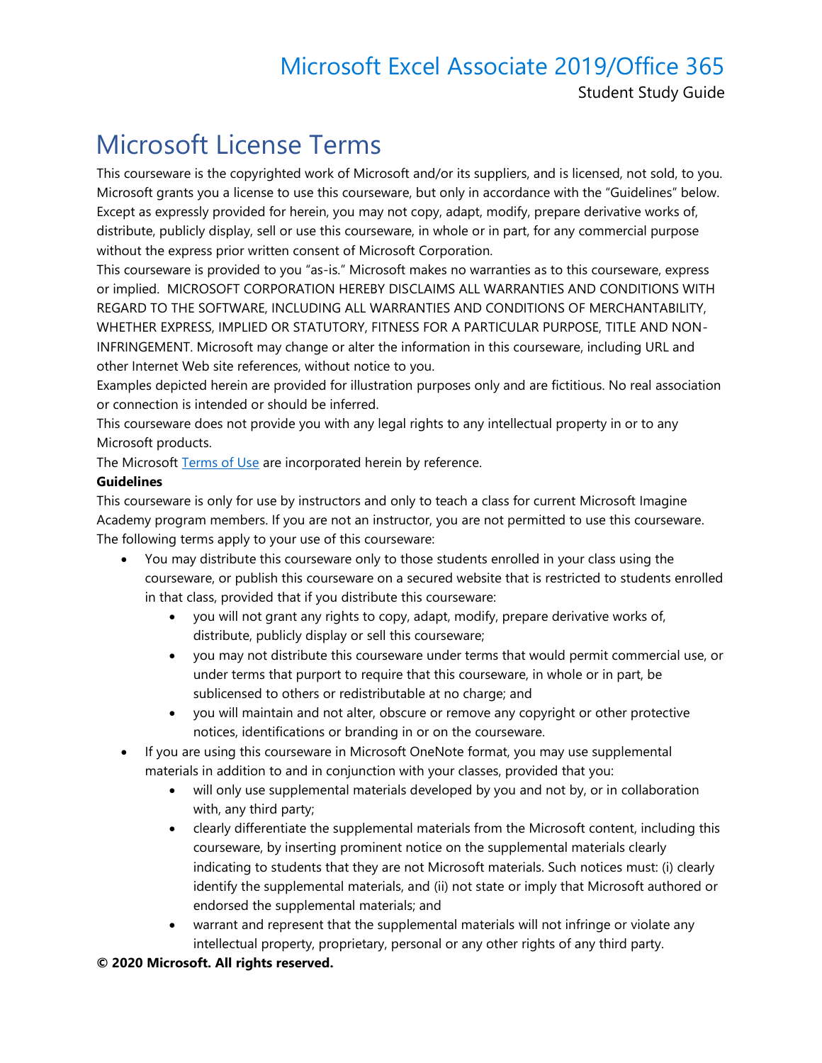# Microsoft License Terms

This courseware is the copyrighted work of Microsoft and/or its suppliers, and is licensed, not sold, to you. Microsoft grants you a license to use this courseware, but only in accordance with the "Guidelines" below. Except as expressly provided for herein, you may not copy, adapt, modify, prepare derivative works of, distribute, publicly display, sell or use this courseware, in whole or in part, for any commercial purpose without the express prior written consent of Microsoft Corporation.

This courseware is provided to you "as-is." Microsoft makes no warranties as to this courseware, express or implied. MICROSOFT CORPORATION HEREBY DISCLAIMS ALL WARRANTIES AND CONDITIONS WITH REGARD TO THE SOFTWARE, INCLUDING ALL WARRANTIES AND CONDITIONS OF MERCHANTABILITY, WHETHER EXPRESS, IMPLIED OR STATUTORY, FITNESS FOR A PARTICULAR PURPOSE, TITLE AND NON-INFRINGEMENT. Microsoft may change or alter the information in this courseware, including URL and other Internet Web site references, without notice to you.

Examples depicted herein are provided for illustration purposes only and are fictitious. No real association or connection is intended or should be inferred.

This courseware does not provide you with any legal rights to any intellectual property in or to any Microsoft products.

The Microsoft Terms of Use are incorporated herein by reference.

**Guidelines**

This courseware is only for use by instructors and only to teach a class for current Microsoft Imagine Academy program members. If you are not an instructor, you are not permitted to use this courseware. The following terms apply to your use of this courseware:

- You may distribute this courseware only to those students enrolled in your class using the courseware, or publish this courseware on a secured website that is restricted to students enrolled in that class, provided that if you distribute this courseware:
  - you will not grant any rights to copy, adapt, modify, prepare derivative works of, distribute, publicly display or sell this courseware;
  - you may not distribute this courseware under terms that would permit commercial use, or under terms that purport to require that this courseware, in whole or in part, be sublicensed to others or redistributable at no charge; and
  - you will maintain and not alter, obscure or remove any copyright or other protective notices, identifications or branding in or on the courseware.
- If you are using this courseware in Microsoft OneNote format, you may use supplemental materials in addition to and in conjunction with your classes, provided that you:
  - will only use supplemental materials developed by you and not by, or in collaboration with, any third party;
  - clearly differentiate the supplemental materials from the Microsoft content, including this courseware, by inserting prominent notice on the supplemental materials clearly indicating to students that they are not Microsoft materials. Such notices must: (i) clearly identify the supplemental materials, and (ii) not state or imply that Microsoft authored or endorsed the supplemental materials; and
  - warrant and represent that the supplemental materials will not infringe or violate any intellectual property, proprietary, personal or any other rights of any third party.

**© 2020 Microsoft. All rights reserved.**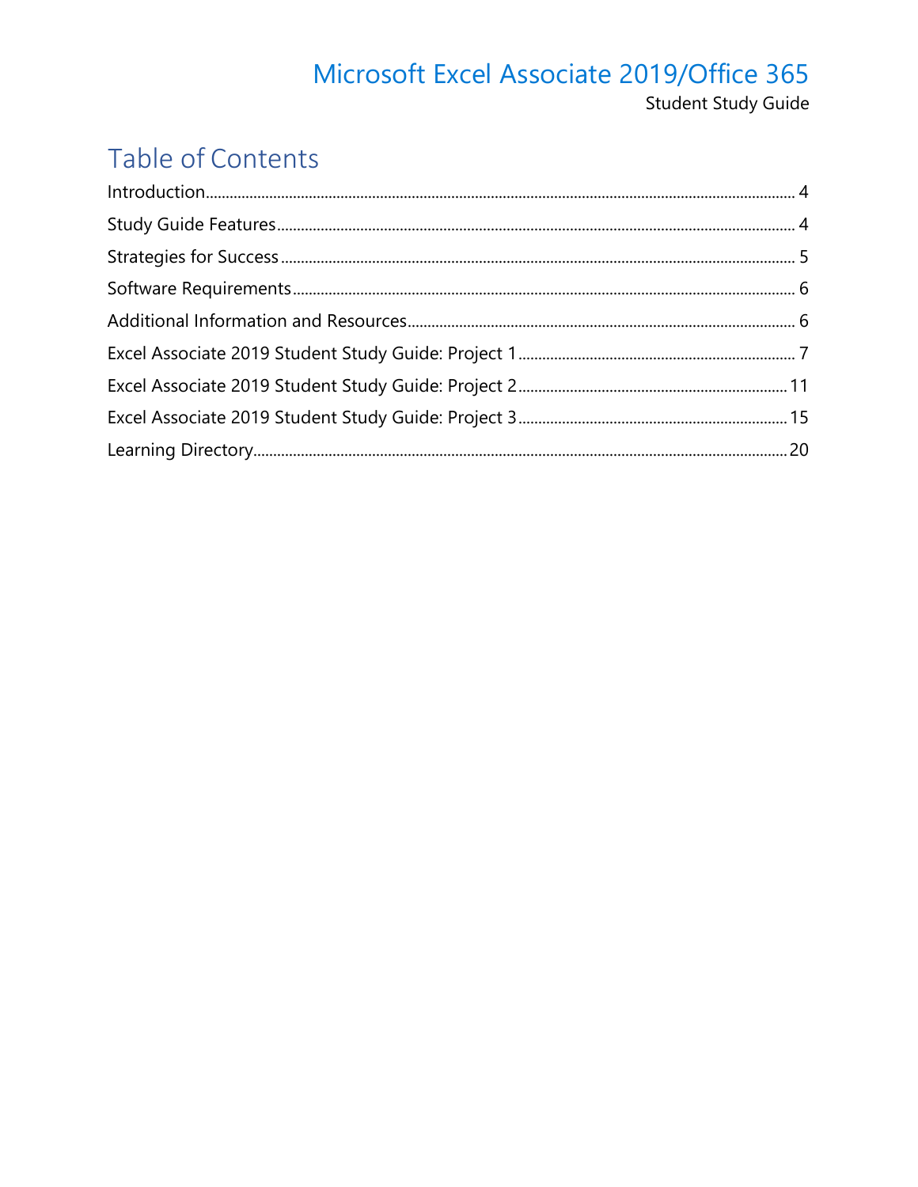# Table of Contents

Introduction........................................................................................................................................ 4

Study Guide Features...................................................................................................................... 4

Strategies for Success ..................................................................................................................... 5

Software Requirements................................................................................................................... 6

Additional Information and Resources........................................................................................ 6

Excel Associate 2019 Student Study Guide: Project 1 ................................................................ 7

Excel Associate 2019 Student Study Guide: Project 2 ................................................................ 11

Excel Associate 2019 Student Study Guide: Project 3 ................................................................ 15

Learning Directory.......................................................................................................................... 20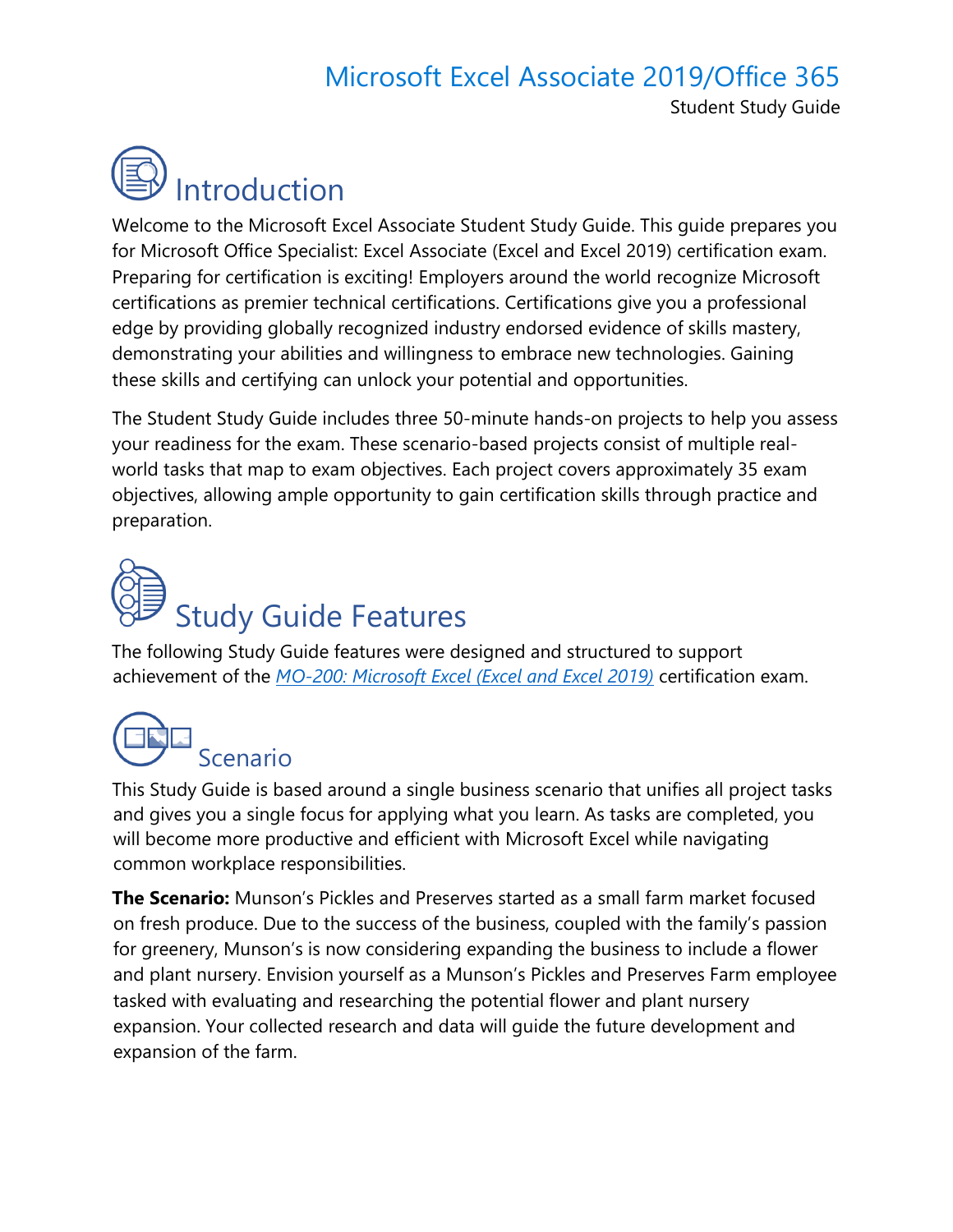# Introduction

Welcome to the Microsoft Excel Associate Student Study Guide. This guide prepares you for Microsoft Office Specialist: Excel Associate (Excel and Excel 2019) certification exam. Preparing for certification is exciting! Employers around the world recognize Microsoft certifications as premier technical certifications. Certifications give you a professional edge by providing globally recognized industry endorsed evidence of skills mastery, demonstrating your abilities and willingness to embrace new technologies. Gaining these skills and certifying can unlock your potential and opportunities.

The Student Study Guide includes three 50-minute hands-on projects to help you assess your readiness for the exam. These scenario-based projects consist of multiple real-world tasks that map to exam objectives. Each project covers approximately 35 exam objectives, allowing ample opportunity to gain certification skills through practice and preparation.

# Study Guide Features

The following Study Guide features were designed and structured to support achievement of the *MO-200: Microsoft Excel (Excel and Excel 2019)* certification exam.

## Scenario

This Study Guide is based around a single business scenario that unifies all project tasks and gives you a single focus for applying what you learn. As tasks are completed, you will become more productive and efficient with Microsoft Excel while navigating common workplace responsibilities.

**The Scenario:** Munson's Pickles and Preserves started as a small farm market focused on fresh produce. Due to the success of the business, coupled with the family's passion for greenery, Munson's is now considering expanding the business to include a flower and plant nursery. Envision yourself as a Munson's Pickles and Preserves Farm employee tasked with evaluating and researching the potential flower and plant nursery expansion. Your collected research and data will guide the future development and expansion of the farm.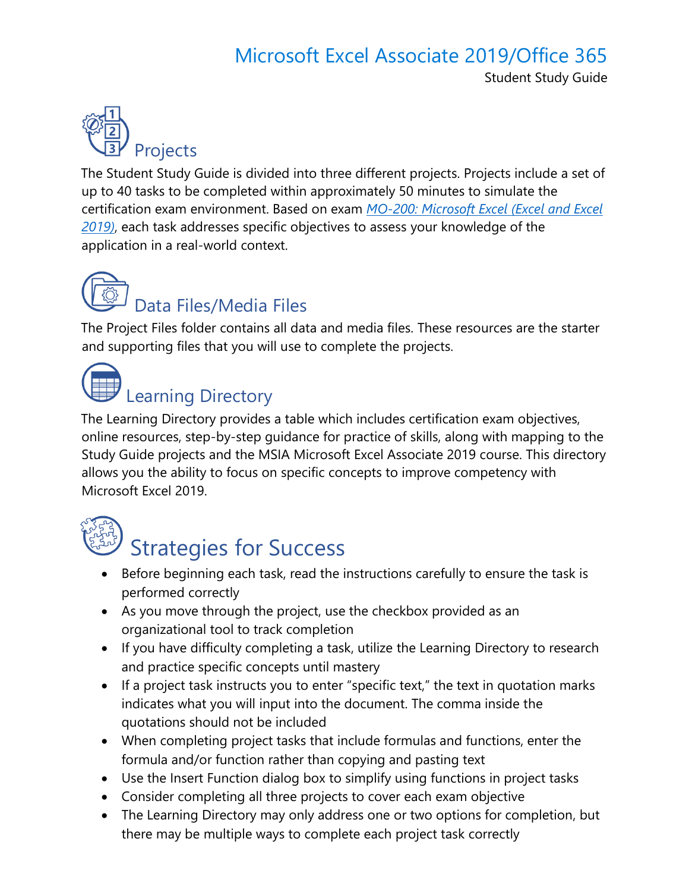# Microsoft Excel Associate 2019/Office 365

Student Study Guide

## Projects

The Student Study Guide is divided into three different projects. Projects include a set of up to 40 tasks to be completed within approximately 50 minutes to simulate the certification exam environment. Based on exam *MO-200: Microsoft Excel (Excel and Excel 2019)*, each task addresses specific objectives to assess your knowledge of the application in a real-world context.

## Data Files/Media Files

The Project Files folder contains all data and media files. These resources are the starter and supporting files that you will use to complete the projects.

## Learning Directory

The Learning Directory provides a table which includes certification exam objectives, online resources, step-by-step guidance for practice of skills, along with mapping to the Study Guide projects and the MSIA Microsoft Excel Associate 2019 course. This directory allows you the ability to focus on specific concepts to improve competency with Microsoft Excel 2019.

## Strategies for Success

- Before beginning each task, read the instructions carefully to ensure the task is performed correctly
- As you move through the project, use the checkbox provided as an organizational tool to track completion
- If you have difficulty completing a task, utilize the Learning Directory to research and practice specific concepts until mastery
- If a project task instructs you to enter "specific text," the text in quotation marks indicates what you will input into the document. The comma inside the quotations should not be included
- When completing project tasks that include formulas and functions, enter the formula and/or function rather than copying and pasting text
- Use the Insert Function dialog box to simplify using functions in project tasks
- Consider completing all three projects to cover each exam objective
- The Learning Directory may only address one or two options for completion, but there may be multiple ways to complete each project task correctly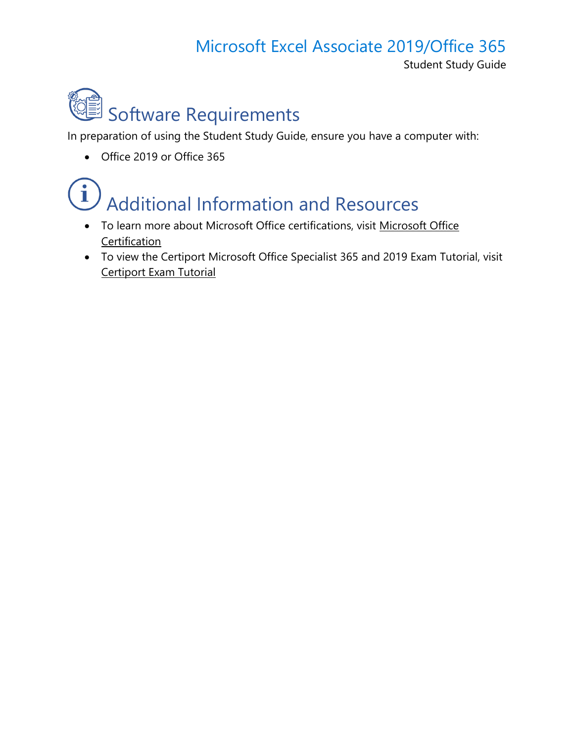# Software Requirements

In preparation of using the Student Study Guide, ensure you have a computer with:

- Office 2019 or Office 365

# Additional Information and Resources

- To learn more about Microsoft Office certifications, visit Microsoft Office Certification
- To view the Certiport Microsoft Office Specialist 365 and 2019 Exam Tutorial, visit Certiport Exam Tutorial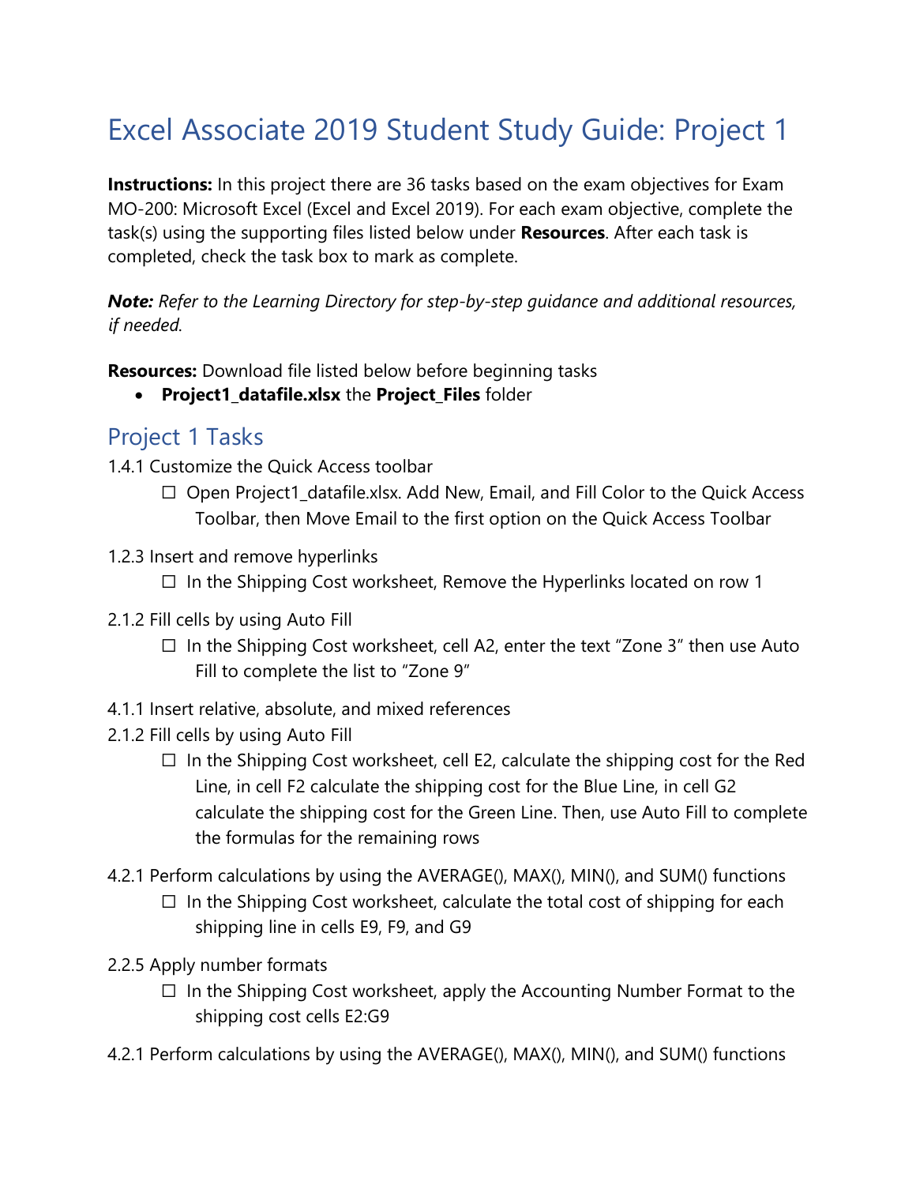# Excel Associate 2019 Student Study Guide: Project 1

**Instructions:** In this project there are 36 tasks based on the exam objectives for Exam MO-200: Microsoft Excel (Excel and Excel 2019). For each exam objective, complete the task(s) using the supporting files listed below under **Resources**. After each task is completed, check the task box to mark as complete.

***Note:*** *Refer to the Learning Directory for step-by-step guidance and additional resources, if needed.*

**Resources:** Download file listed below before beginning tasks

- **Project1_datafile.xlsx** the **Project_Files** folder

## Project 1 Tasks

1.4.1 Customize the Quick Access toolbar

- ☐ Open Project1_datafile.xlsx. Add New, Email, and Fill Color to the Quick Access Toolbar, then Move Email to the first option on the Quick Access Toolbar

1.2.3 Insert and remove hyperlinks

- ☐ In the Shipping Cost worksheet, Remove the Hyperlinks located on row 1

2.1.2 Fill cells by using Auto Fill

- ☐ In the Shipping Cost worksheet, cell A2, enter the text "Zone 3" then use Auto Fill to complete the list to "Zone 9"

4.1.1 Insert relative, absolute, and mixed references
2.1.2 Fill cells by using Auto Fill

- ☐ In the Shipping Cost worksheet, cell E2, calculate the shipping cost for the Red Line, in cell F2 calculate the shipping cost for the Blue Line, in cell G2 calculate the shipping cost for the Green Line. Then, use Auto Fill to complete the formulas for the remaining rows

4.2.1 Perform calculations by using the AVERAGE(), MAX(), MIN(), and SUM() functions

- ☐ In the Shipping Cost worksheet, calculate the total cost of shipping for each shipping line in cells E9, F9, and G9

2.2.5 Apply number formats

- ☐ In the Shipping Cost worksheet, apply the Accounting Number Format to the shipping cost cells E2:G9

4.2.1 Perform calculations by using the AVERAGE(), MAX(), MIN(), and SUM() functions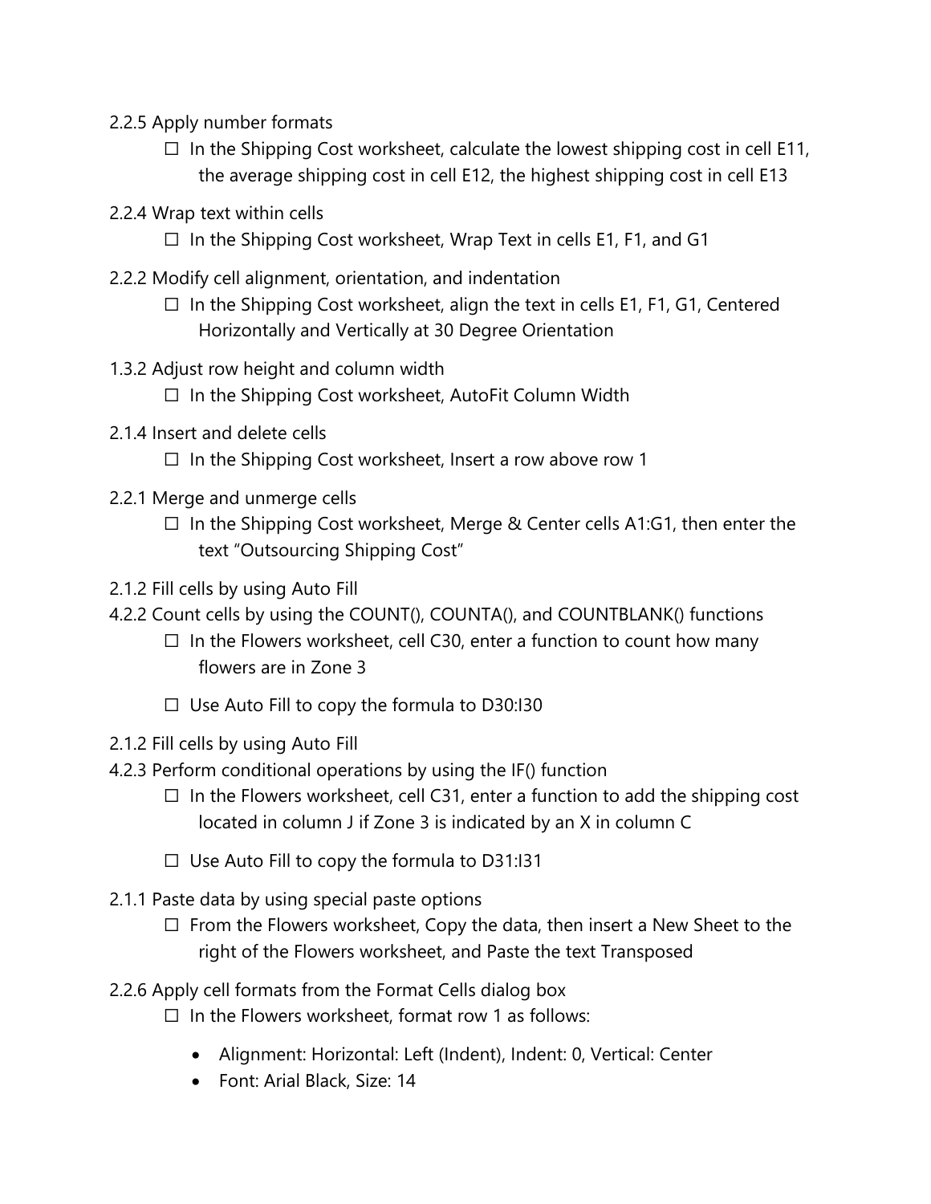2.2.5 Apply number formats

- ☐ In the Shipping Cost worksheet, calculate the lowest shipping cost in cell E11, the average shipping cost in cell E12, the highest shipping cost in cell E13

2.2.4 Wrap text within cells

- ☐ In the Shipping Cost worksheet, Wrap Text in cells E1, F1, and G1

2.2.2 Modify cell alignment, orientation, and indentation

- ☐ In the Shipping Cost worksheet, align the text in cells E1, F1, G1, Centered Horizontally and Vertically at 30 Degree Orientation

1.3.2 Adjust row height and column width

- ☐ In the Shipping Cost worksheet, AutoFit Column Width

2.1.4 Insert and delete cells

- ☐ In the Shipping Cost worksheet, Insert a row above row 1

2.2.1 Merge and unmerge cells

- ☐ In the Shipping Cost worksheet, Merge & Center cells A1:G1, then enter the text "Outsourcing Shipping Cost"

2.1.2 Fill cells by using Auto Fill
4.2.2 Count cells by using the COUNT(), COUNTA(), and COUNTBLANK() functions

- ☐ In the Flowers worksheet, cell C30, enter a function to count how many flowers are in Zone 3
- ☐ Use Auto Fill to copy the formula to D30:I30

2.1.2 Fill cells by using Auto Fill
4.2.3 Perform conditional operations by using the IF() function

- ☐ In the Flowers worksheet, cell C31, enter a function to add the shipping cost located in column J if Zone 3 is indicated by an X in column C
- ☐ Use Auto Fill to copy the formula to D31:I31

2.1.1 Paste data by using special paste options

- ☐ From the Flowers worksheet, Copy the data, then insert a New Sheet to the right of the Flowers worksheet, and Paste the text Transposed

2.2.6 Apply cell formats from the Format Cells dialog box

- ☐ In the Flowers worksheet, format row 1 as follows:
  - Alignment: Horizontal: Left (Indent), Indent: 0, Vertical: Center
  - Font: Arial Black, Size: 14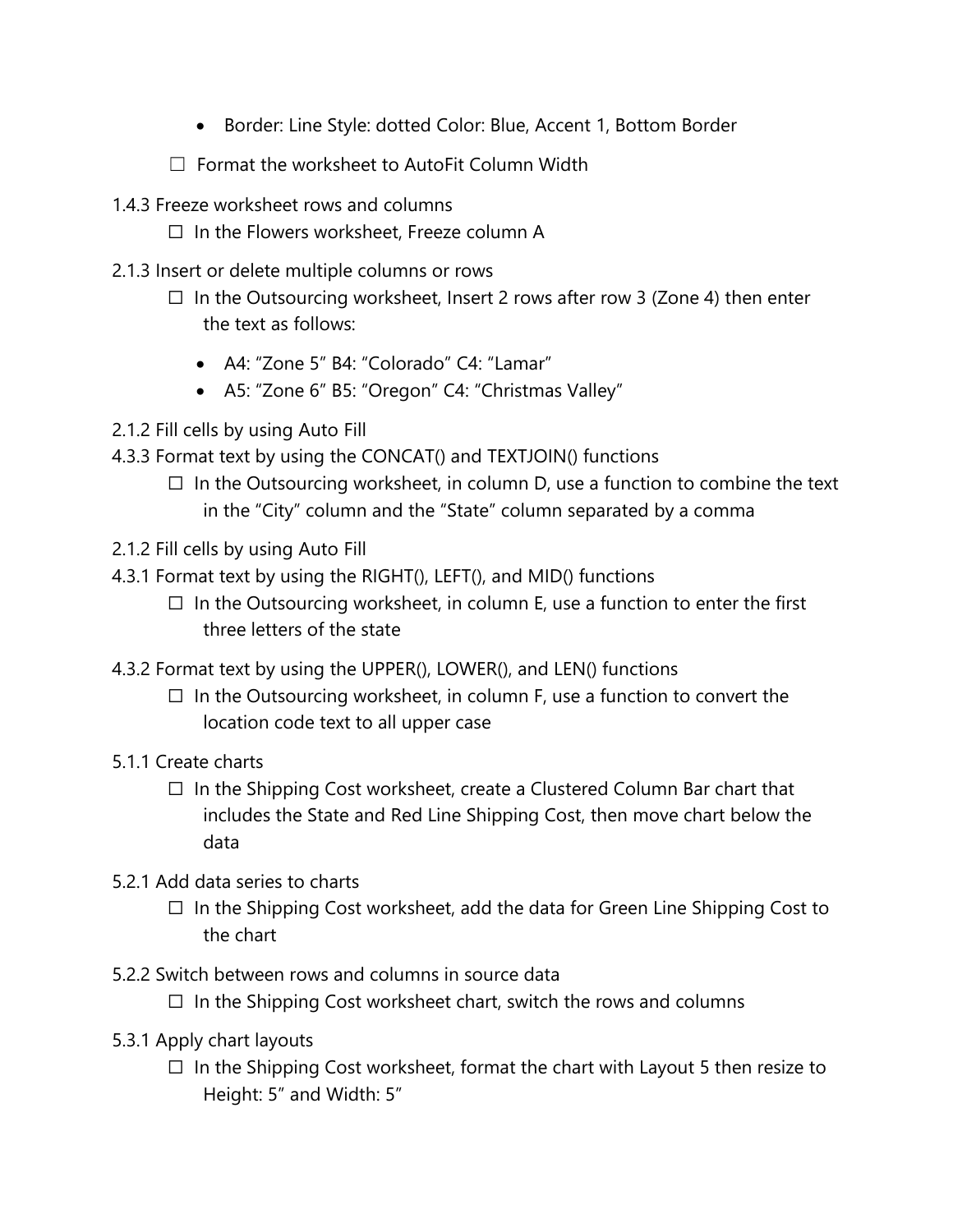- Border: Line Style: dotted Color: Blue, Accent 1, Bottom Border

  ☐ Format the worksheet to AutoFit Column Width

1.4.3 Freeze worksheet rows and columns

  ☐ In the Flowers worksheet, Freeze column A

2.1.3 Insert or delete multiple columns or rows

  ☐ In the Outsourcing worksheet, Insert 2 rows after row 3 (Zone 4) then enter the text as follows:

    - A4: "Zone 5" B4: "Colorado" C4: "Lamar"
    - A5: "Zone 6" B5: "Oregon" C4: "Christmas Valley"

2.1.2 Fill cells by using Auto Fill
4.3.3 Format text by using the CONCAT() and TEXTJOIN() functions

  ☐ In the Outsourcing worksheet, in column D, use a function to combine the text in the "City" column and the "State" column separated by a comma

2.1.2 Fill cells by using Auto Fill
4.3.1 Format text by using the RIGHT(), LEFT(), and MID() functions

  ☐ In the Outsourcing worksheet, in column E, use a function to enter the first three letters of the state

4.3.2 Format text by using the UPPER(), LOWER(), and LEN() functions

  ☐ In the Outsourcing worksheet, in column F, use a function to convert the location code text to all upper case

5.1.1 Create charts

  ☐ In the Shipping Cost worksheet, create a Clustered Column Bar chart that includes the State and Red Line Shipping Cost, then move chart below the data

5.2.1 Add data series to charts

  ☐ In the Shipping Cost worksheet, add the data for Green Line Shipping Cost to the chart

5.2.2 Switch between rows and columns in source data

  ☐ In the Shipping Cost worksheet chart, switch the rows and columns

5.3.1 Apply chart layouts

  ☐ In the Shipping Cost worksheet, format the chart with Layout 5 then resize to Height: 5" and Width: 5"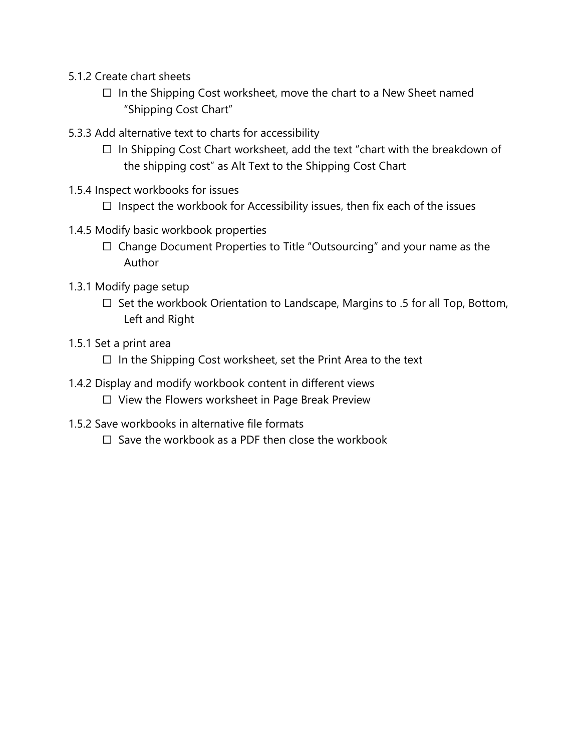5.1.2 Create chart sheets

- ☐ In the Shipping Cost worksheet, move the chart to a New Sheet named "Shipping Cost Chart"

5.3.3 Add alternative text to charts for accessibility

- ☐ In Shipping Cost Chart worksheet, add the text "chart with the breakdown of the shipping cost" as Alt Text to the Shipping Cost Chart

1.5.4 Inspect workbooks for issues

- ☐ Inspect the workbook for Accessibility issues, then fix each of the issues

1.4.5 Modify basic workbook properties

- ☐ Change Document Properties to Title "Outsourcing" and your name as the Author

1.3.1 Modify page setup

- ☐ Set the workbook Orientation to Landscape, Margins to .5 for all Top, Bottom, Left and Right

1.5.1 Set a print area

- ☐ In the Shipping Cost worksheet, set the Print Area to the text

1.4.2 Display and modify workbook content in different views

- ☐ View the Flowers worksheet in Page Break Preview

1.5.2 Save workbooks in alternative file formats

- ☐ Save the workbook as a PDF then close the workbook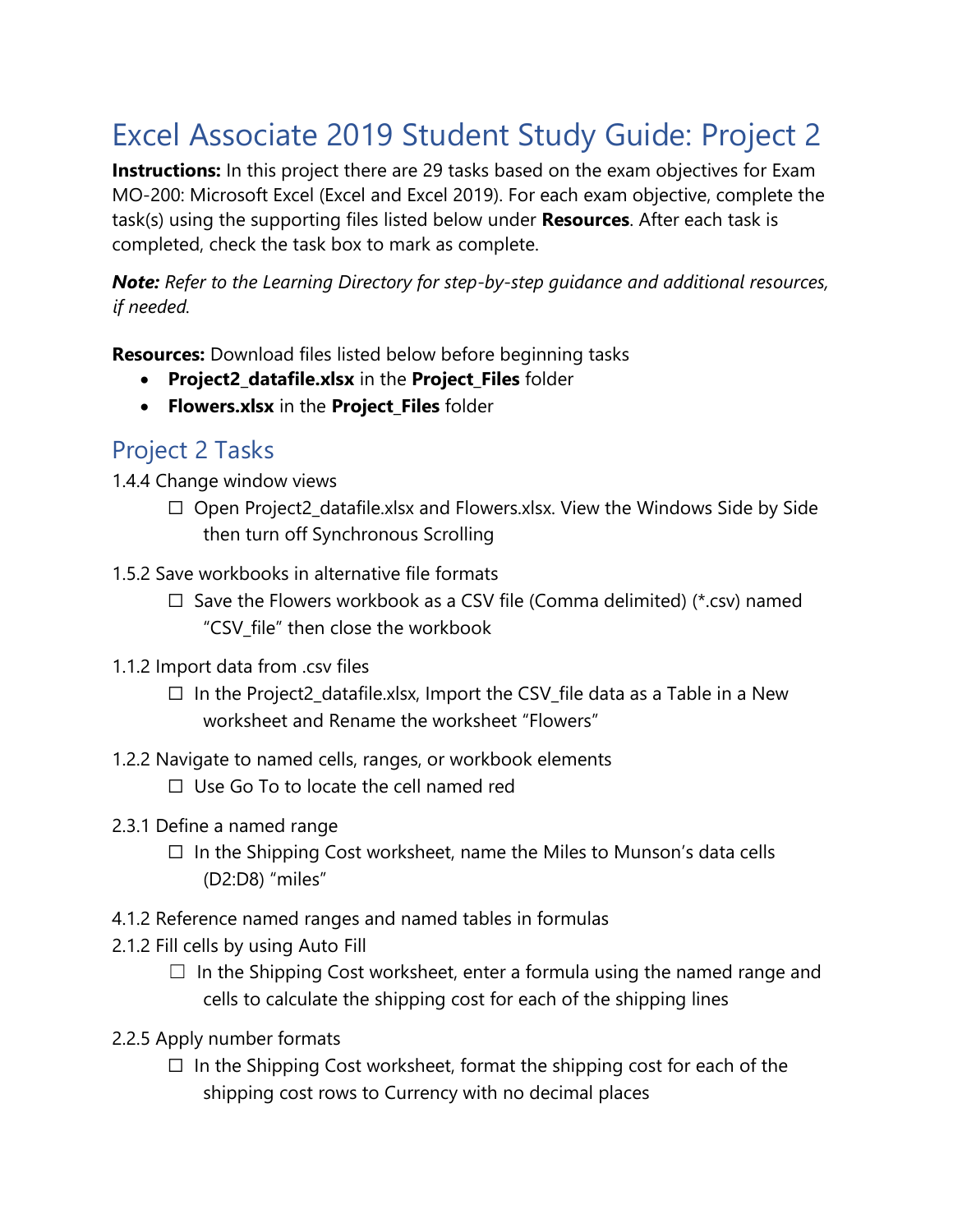# Excel Associate 2019 Student Study Guide: Project 2

**Instructions:** In this project there are 29 tasks based on the exam objectives for Exam MO-200: Microsoft Excel (Excel and Excel 2019). For each exam objective, complete the task(s) using the supporting files listed below under **Resources**. After each task is completed, check the task box to mark as complete.

***Note:*** *Refer to the Learning Directory for step-by-step guidance and additional resources, if needed.*

**Resources:** Download files listed below before beginning tasks

- **Project2_datafile.xlsx** in the **Project_Files** folder
- **Flowers.xlsx** in the **Project_Files** folder

## Project 2 Tasks

1.4.4 Change window views

- ☐ Open Project2_datafile.xlsx and Flowers.xlsx. View the Windows Side by Side then turn off Synchronous Scrolling

1.5.2 Save workbooks in alternative file formats

- ☐ Save the Flowers workbook as a CSV file (Comma delimited) (*.csv) named "CSV_file" then close the workbook

1.1.2 Import data from .csv files

- ☐ In the Project2_datafile.xlsx, Import the CSV_file data as a Table in a New worksheet and Rename the worksheet "Flowers"

1.2.2 Navigate to named cells, ranges, or workbook elements

- ☐ Use Go To to locate the cell named red

2.3.1 Define a named range

- ☐ In the Shipping Cost worksheet, name the Miles to Munson's data cells (D2:D8) "miles"

4.1.2 Reference named ranges and named tables in formulas

2.1.2 Fill cells by using Auto Fill

- ☐ In the Shipping Cost worksheet, enter a formula using the named range and cells to calculate the shipping cost for each of the shipping lines

2.2.5 Apply number formats

- ☐ In the Shipping Cost worksheet, format the shipping cost for each of the shipping cost rows to Currency with no decimal places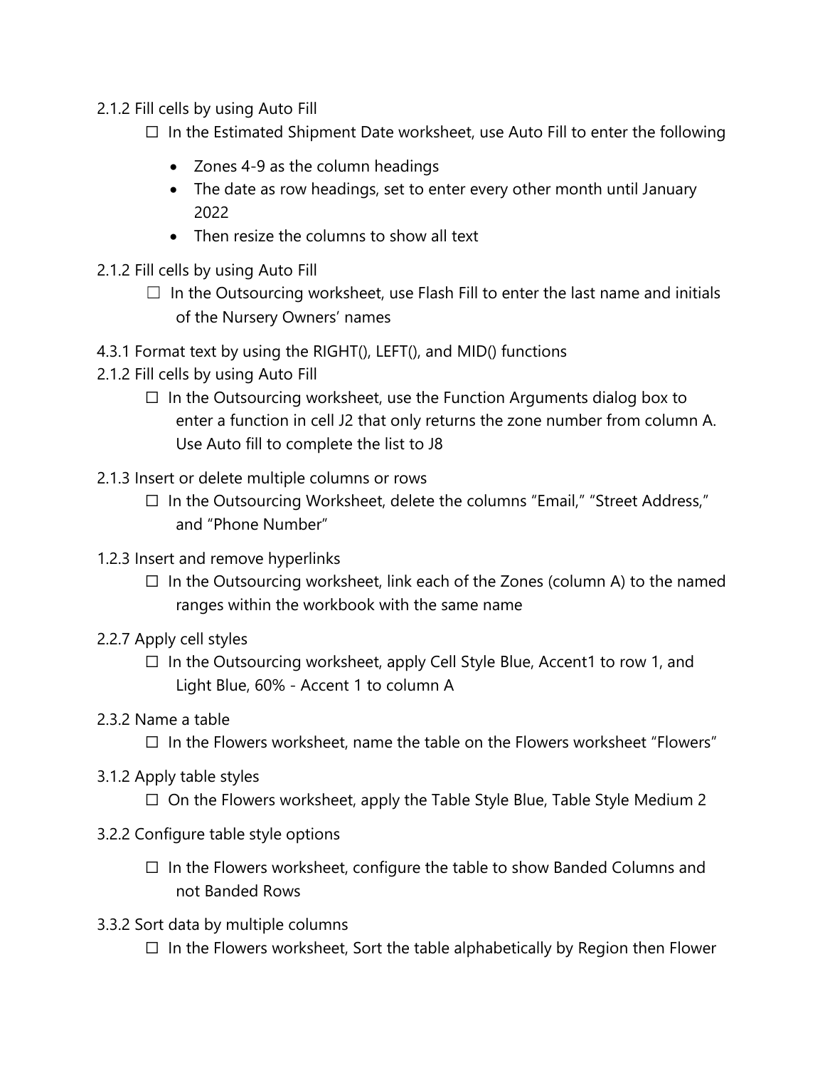2.1.2 Fill cells by using Auto Fill

☐ In the Estimated Shipment Date worksheet, use Auto Fill to enter the following

- Zones 4-9 as the column headings
- The date as row headings, set to enter every other month until January 2022
- Then resize the columns to show all text

2.1.2 Fill cells by using Auto Fill

☐ In the Outsourcing worksheet, use Flash Fill to enter the last name and initials of the Nursery Owners' names

4.3.1 Format text by using the RIGHT(), LEFT(), and MID() functions

2.1.2 Fill cells by using Auto Fill

☐ In the Outsourcing worksheet, use the Function Arguments dialog box to enter a function in cell J2 that only returns the zone number from column A. Use Auto fill to complete the list to J8

2.1.3 Insert or delete multiple columns or rows

☐ In the Outsourcing Worksheet, delete the columns "Email," "Street Address," and "Phone Number"

1.2.3 Insert and remove hyperlinks

☐ In the Outsourcing worksheet, link each of the Zones (column A) to the named ranges within the workbook with the same name

2.2.7 Apply cell styles

☐ In the Outsourcing worksheet, apply Cell Style Blue, Accent1 to row 1, and Light Blue, 60% - Accent 1 to column A

2.3.2 Name a table

☐ In the Flowers worksheet, name the table on the Flowers worksheet "Flowers"

3.1.2 Apply table styles

☐ On the Flowers worksheet, apply the Table Style Blue, Table Style Medium 2

3.2.2 Configure table style options

☐ In the Flowers worksheet, configure the table to show Banded Columns and not Banded Rows

3.3.2 Sort data by multiple columns

☐ In the Flowers worksheet, Sort the table alphabetically by Region then Flower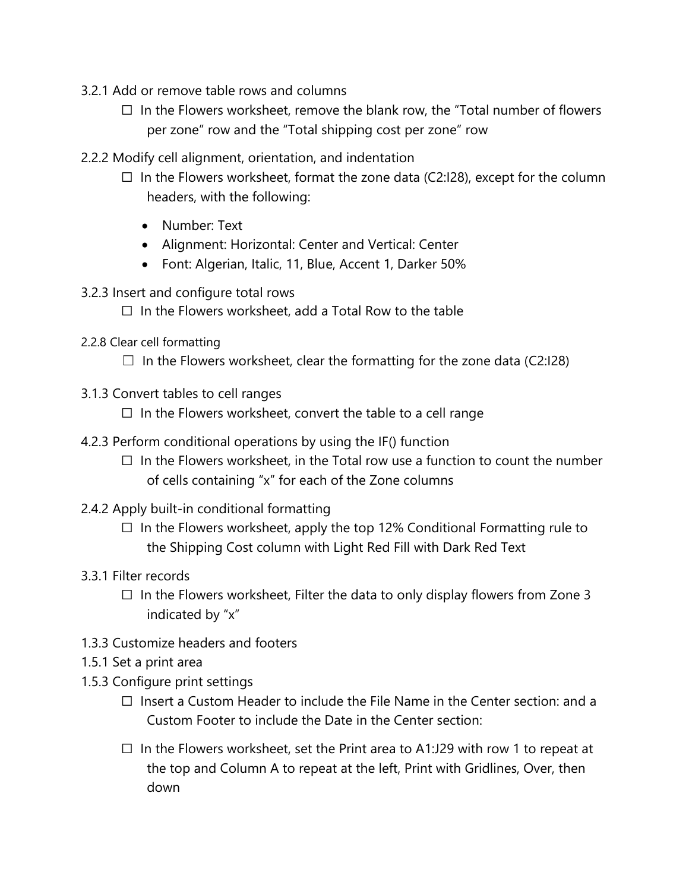3.2.1 Add or remove table rows and columns

- ☐ In the Flowers worksheet, remove the blank row, the "Total number of flowers per zone" row and the "Total shipping cost per zone" row

2.2.2 Modify cell alignment, orientation, and indentation

- ☐ In the Flowers worksheet, format the zone data (C2:I28), except for the column headers, with the following:
  - Number: Text
  - Alignment: Horizontal: Center and Vertical: Center
  - Font: Algerian, Italic, 11, Blue, Accent 1, Darker 50%

3.2.3 Insert and configure total rows

- ☐ In the Flowers worksheet, add a Total Row to the table

2.2.8 Clear cell formatting

- ☐ In the Flowers worksheet, clear the formatting for the zone data (C2:I28)

3.1.3 Convert tables to cell ranges

- ☐ In the Flowers worksheet, convert the table to a cell range

4.2.3 Perform conditional operations by using the IF() function

- ☐ In the Flowers worksheet, in the Total row use a function to count the number of cells containing "x" for each of the Zone columns

2.4.2 Apply built-in conditional formatting

- ☐ In the Flowers worksheet, apply the top 12% Conditional Formatting rule to the Shipping Cost column with Light Red Fill with Dark Red Text

3.3.1 Filter records

- ☐ In the Flowers worksheet, Filter the data to only display flowers from Zone 3 indicated by "x"

1.3.3 Customize headers and footers

1.5.1 Set a print area

1.5.3 Configure print settings

- ☐ Insert a Custom Header to include the File Name in the Center section: and a Custom Footer to include the Date in the Center section:
- ☐ In the Flowers worksheet, set the Print area to A1:J29 with row 1 to repeat at the top and Column A to repeat at the left, Print with Gridlines, Over, then down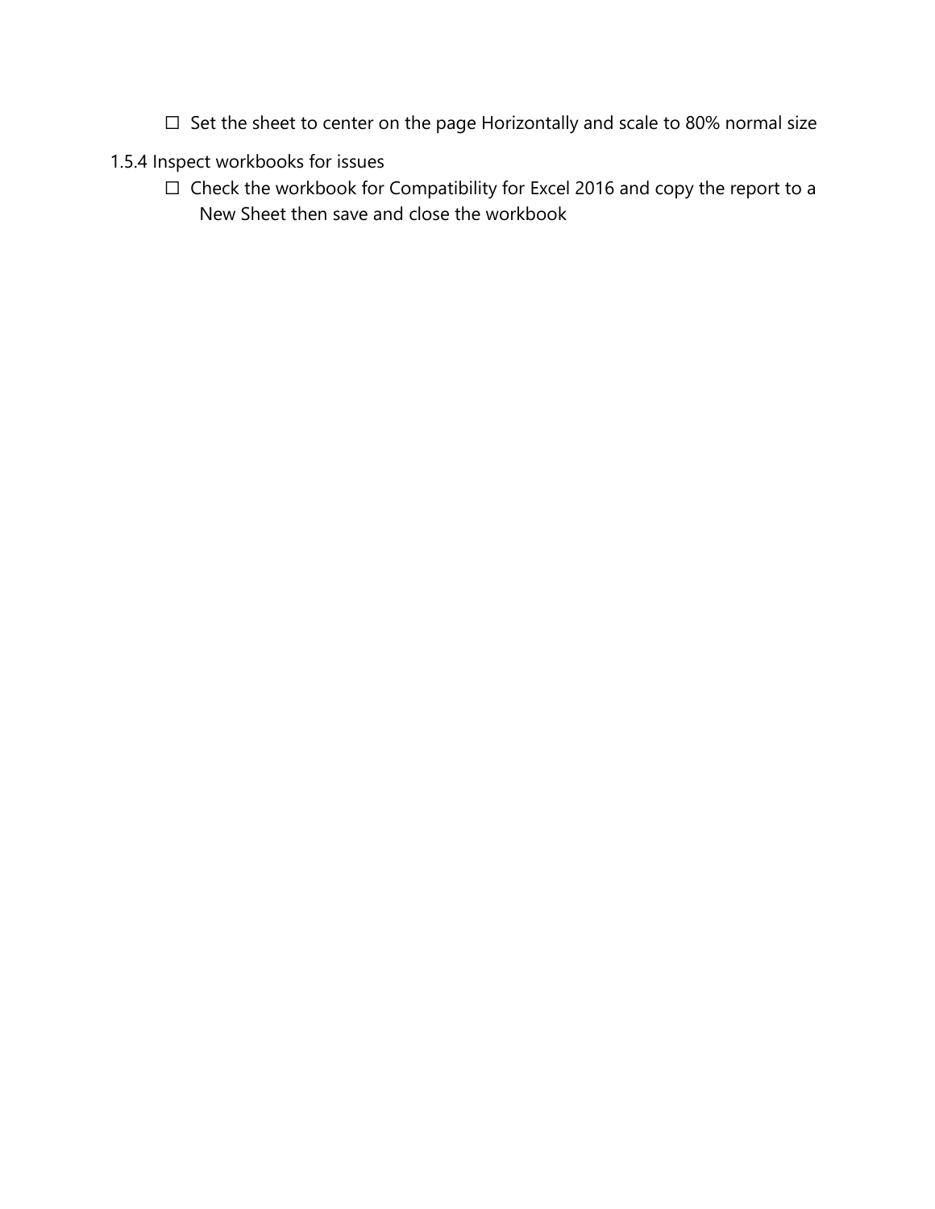- ☐ Set the sheet to center on the page Horizontally and scale to 80% normal size

1.5.4 Inspect workbooks for issues

- ☐ Check the workbook for Compatibility for Excel 2016 and copy the report to a New Sheet then save and close the workbook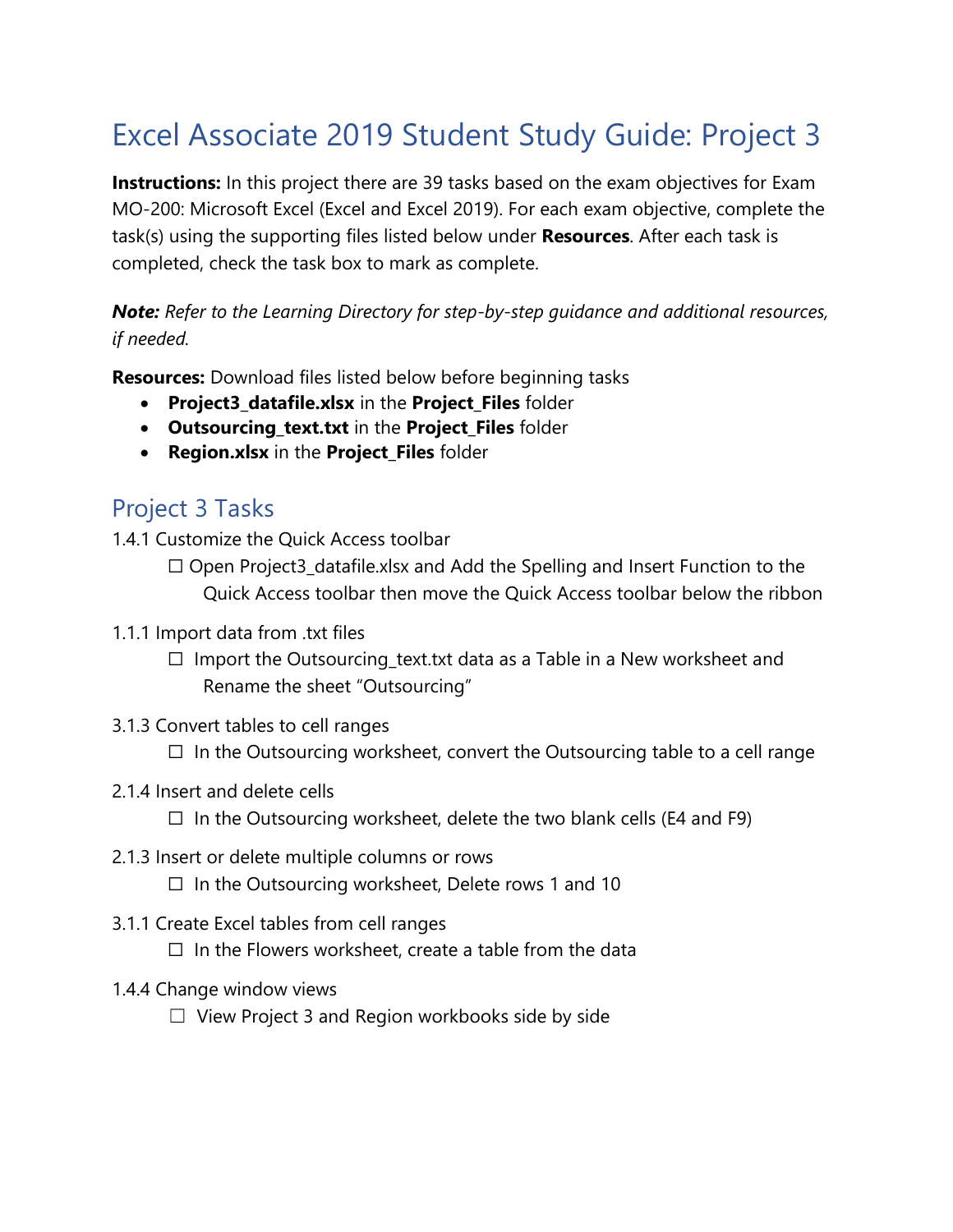# Excel Associate 2019 Student Study Guide: Project 3

**Instructions:** In this project there are 39 tasks based on the exam objectives for Exam MO-200: Microsoft Excel (Excel and Excel 2019). For each exam objective, complete the task(s) using the supporting files listed below under **Resources**. After each task is completed, check the task box to mark as complete.

***Note:*** *Refer to the Learning Directory for step-by-step guidance and additional resources, if needed.*

**Resources:** Download files listed below before beginning tasks

- **Project3_datafile.xlsx** in the **Project_Files** folder
- **Outsourcing_text.txt** in the **Project_Files** folder
- **Region.xlsx** in the **Project_Files** folder

## Project 3 Tasks

1.4.1 Customize the Quick Access toolbar

☐ Open Project3_datafile.xlsx and Add the Spelling and Insert Function to the Quick Access toolbar then move the Quick Access toolbar below the ribbon

1.1.1 Import data from .txt files

☐ Import the Outsourcing_text.txt data as a Table in a New worksheet and Rename the sheet "Outsourcing"

3.1.3 Convert tables to cell ranges

☐ In the Outsourcing worksheet, convert the Outsourcing table to a cell range

2.1.4 Insert and delete cells

☐ In the Outsourcing worksheet, delete the two blank cells (E4 and F9)

2.1.3 Insert or delete multiple columns or rows

☐ In the Outsourcing worksheet, Delete rows 1 and 10

3.1.1 Create Excel tables from cell ranges

☐ In the Flowers worksheet, create a table from the data

1.4.4 Change window views

☐ View Project 3 and Region workbooks side by side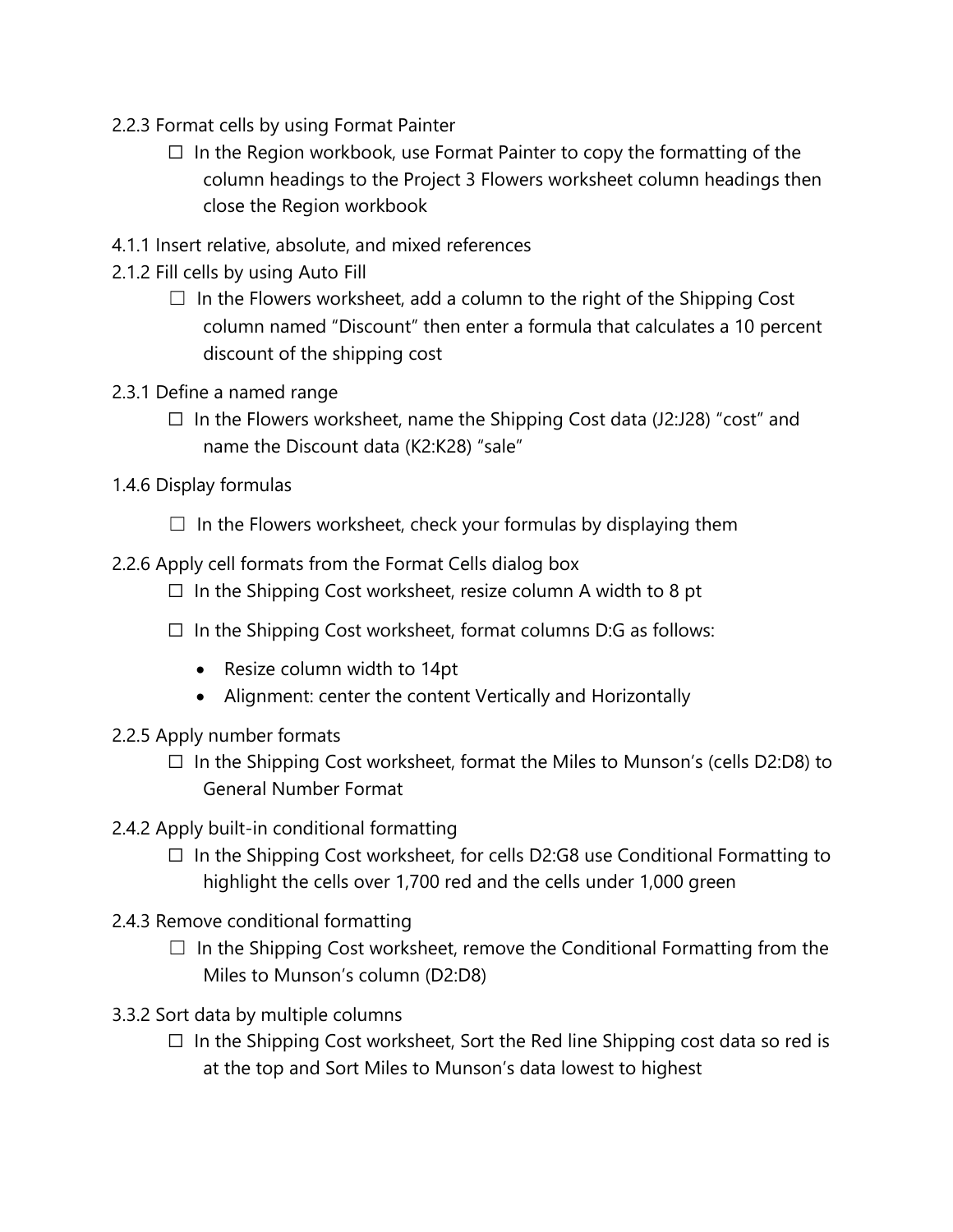2.2.3 Format cells by using Format Painter

- ☐ In the Region workbook, use Format Painter to copy the formatting of the column headings to the Project 3 Flowers worksheet column headings then close the Region workbook

4.1.1 Insert relative, absolute, and mixed references

2.1.2 Fill cells by using Auto Fill

- ☐ In the Flowers worksheet, add a column to the right of the Shipping Cost column named "Discount" then enter a formula that calculates a 10 percent discount of the shipping cost

2.3.1 Define a named range

- ☐ In the Flowers worksheet, name the Shipping Cost data (J2:J28) "cost" and name the Discount data (K2:K28) "sale"

1.4.6 Display formulas

- ☐ In the Flowers worksheet, check your formulas by displaying them

2.2.6 Apply cell formats from the Format Cells dialog box

- ☐ In the Shipping Cost worksheet, resize column A width to 8 pt
- ☐ In the Shipping Cost worksheet, format columns D:G as follows:
  - Resize column width to 14pt
  - Alignment: center the content Vertically and Horizontally

2.2.5 Apply number formats

- ☐ In the Shipping Cost worksheet, format the Miles to Munson's (cells D2:D8) to General Number Format

2.4.2 Apply built-in conditional formatting

- ☐ In the Shipping Cost worksheet, for cells D2:G8 use Conditional Formatting to highlight the cells over 1,700 red and the cells under 1,000 green

2.4.3 Remove conditional formatting

- ☐ In the Shipping Cost worksheet, remove the Conditional Formatting from the Miles to Munson's column (D2:D8)

3.3.2 Sort data by multiple columns

- ☐ In the Shipping Cost worksheet, Sort the Red line Shipping cost data so red is at the top and Sort Miles to Munson's data lowest to highest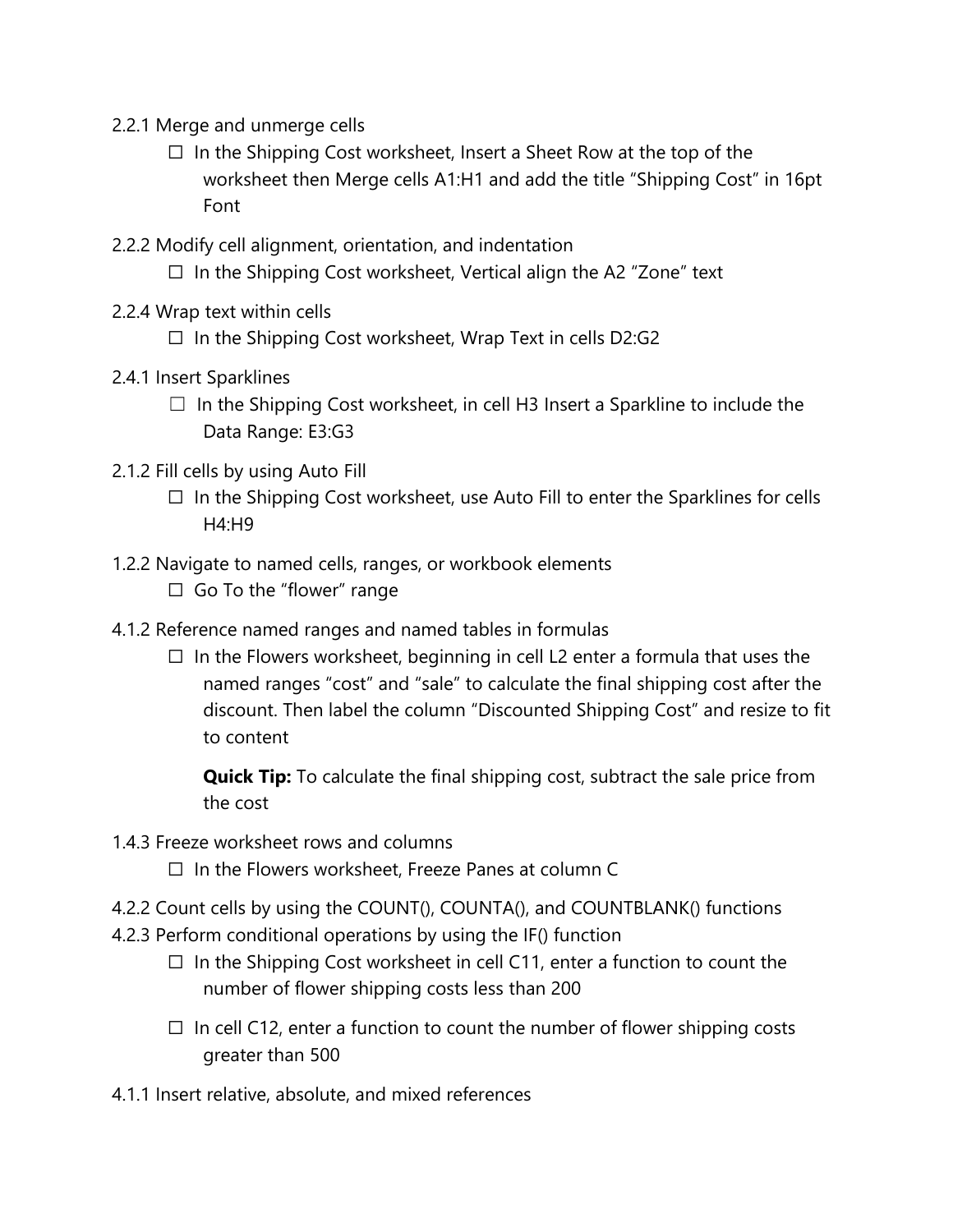2.2.1 Merge and unmerge cells

- ☐ In the Shipping Cost worksheet, Insert a Sheet Row at the top of the worksheet then Merge cells A1:H1 and add the title “Shipping Cost” in 16pt Font

2.2.2 Modify cell alignment, orientation, and indentation

- ☐ In the Shipping Cost worksheet, Vertical align the A2 “Zone” text

2.2.4 Wrap text within cells

- ☐ In the Shipping Cost worksheet, Wrap Text in cells D2:G2

2.4.1 Insert Sparklines

- ☐ In the Shipping Cost worksheet, in cell H3 Insert a Sparkline to include the Data Range: E3:G3

2.1.2 Fill cells by using Auto Fill

- ☐ In the Shipping Cost worksheet, use Auto Fill to enter the Sparklines for cells H4:H9

1.2.2 Navigate to named cells, ranges, or workbook elements

- ☐ Go To the “flower” range

4.1.2 Reference named ranges and named tables in formulas

- ☐ In the Flowers worksheet, beginning in cell L2 enter a formula that uses the named ranges “cost” and “sale” to calculate the final shipping cost after the discount. Then label the column “Discounted Shipping Cost” and resize to fit to content

  **Quick Tip:** To calculate the final shipping cost, subtract the sale price from the cost

1.4.3 Freeze worksheet rows and columns

- ☐ In the Flowers worksheet, Freeze Panes at column C

4.2.2 Count cells by using the COUNT(), COUNTA(), and COUNTBLANK() functions

4.2.3 Perform conditional operations by using the IF() function

- ☐ In the Shipping Cost worksheet in cell C11, enter a function to count the number of flower shipping costs less than 200
- ☐ In cell C12, enter a function to count the number of flower shipping costs greater than 500

4.1.1 Insert relative, absolute, and mixed references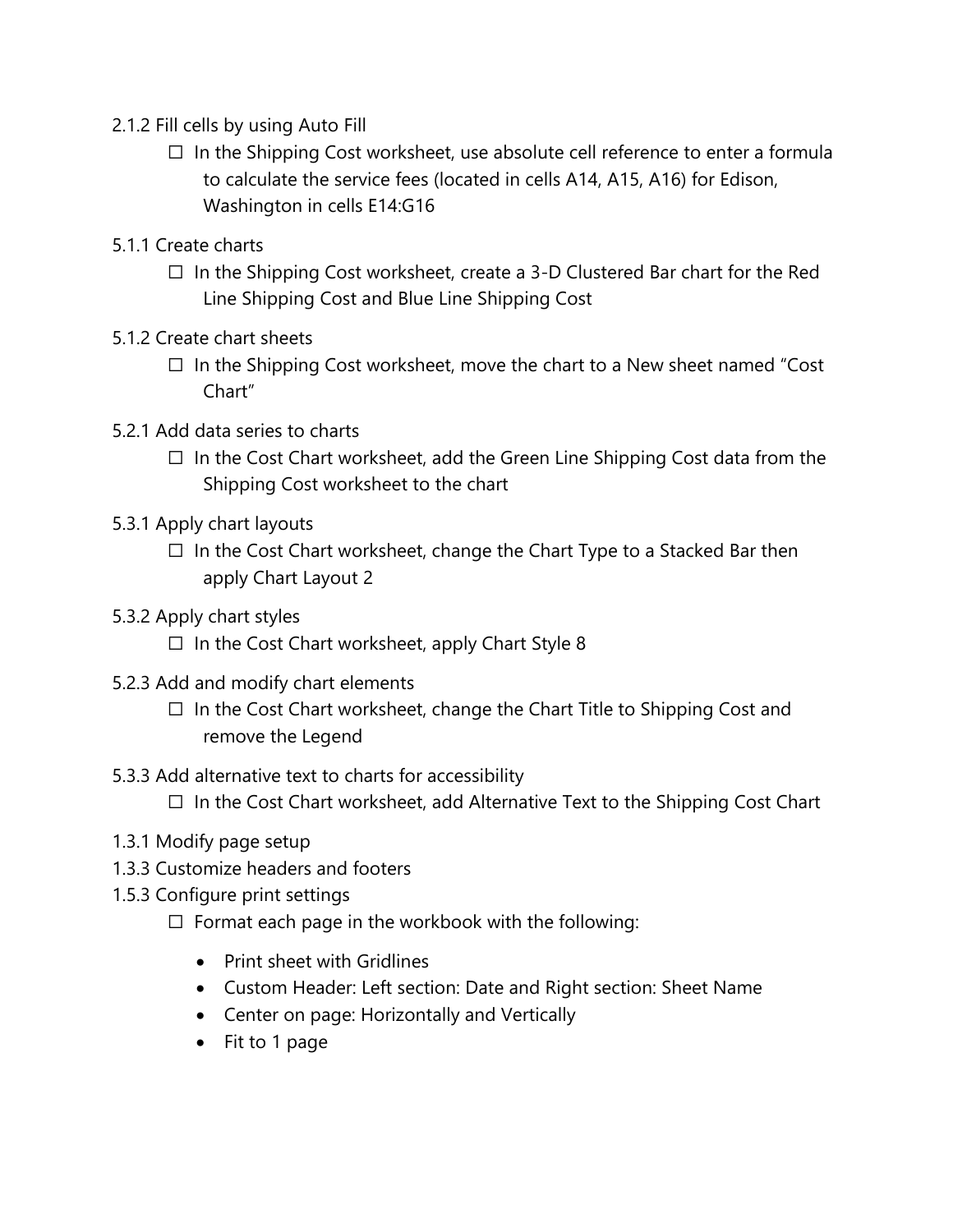2.1.2 Fill cells by using Auto Fill

- ☐ In the Shipping Cost worksheet, use absolute cell reference to enter a formula to calculate the service fees (located in cells A14, A15, A16) for Edison, Washington in cells E14:G16

5.1.1 Create charts

- ☐ In the Shipping Cost worksheet, create a 3-D Clustered Bar chart for the Red Line Shipping Cost and Blue Line Shipping Cost

5.1.2 Create chart sheets

- ☐ In the Shipping Cost worksheet, move the chart to a New sheet named "Cost Chart"

5.2.1 Add data series to charts

- ☐ In the Cost Chart worksheet, add the Green Line Shipping Cost data from the Shipping Cost worksheet to the chart

5.3.1 Apply chart layouts

- ☐ In the Cost Chart worksheet, change the Chart Type to a Stacked Bar then apply Chart Layout 2

5.3.2 Apply chart styles

- ☐ In the Cost Chart worksheet, apply Chart Style 8

5.2.3 Add and modify chart elements

- ☐ In the Cost Chart worksheet, change the Chart Title to Shipping Cost and remove the Legend

5.3.3 Add alternative text to charts for accessibility

- ☐ In the Cost Chart worksheet, add Alternative Text to the Shipping Cost Chart

1.3.1 Modify page setup
1.3.3 Customize headers and footers
1.5.3 Configure print settings

- ☐ Format each page in the workbook with the following:
  - Print sheet with Gridlines
  - Custom Header: Left section: Date and Right section: Sheet Name
  - Center on page: Horizontally and Vertically
  - Fit to 1 page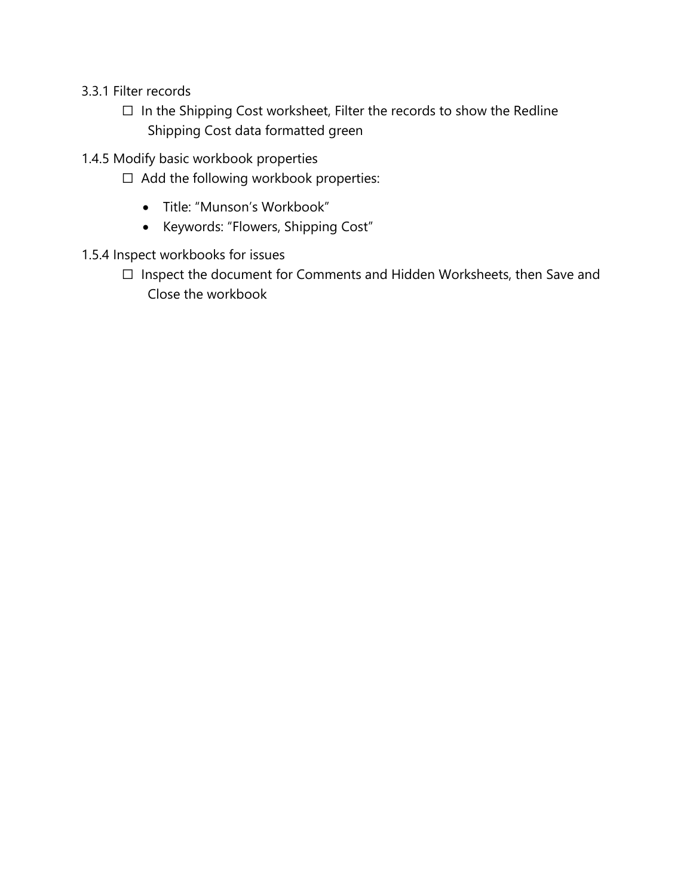3.3.1 Filter records

- ☐ In the Shipping Cost worksheet, Filter the records to show the Redline Shipping Cost data formatted green

1.4.5 Modify basic workbook properties

- ☐ Add the following workbook properties:
  - Title: “Munson’s Workbook”
  - Keywords: “Flowers, Shipping Cost”

1.5.4 Inspect workbooks for issues

- ☐ Inspect the document for Comments and Hidden Worksheets, then Save and Close the workbook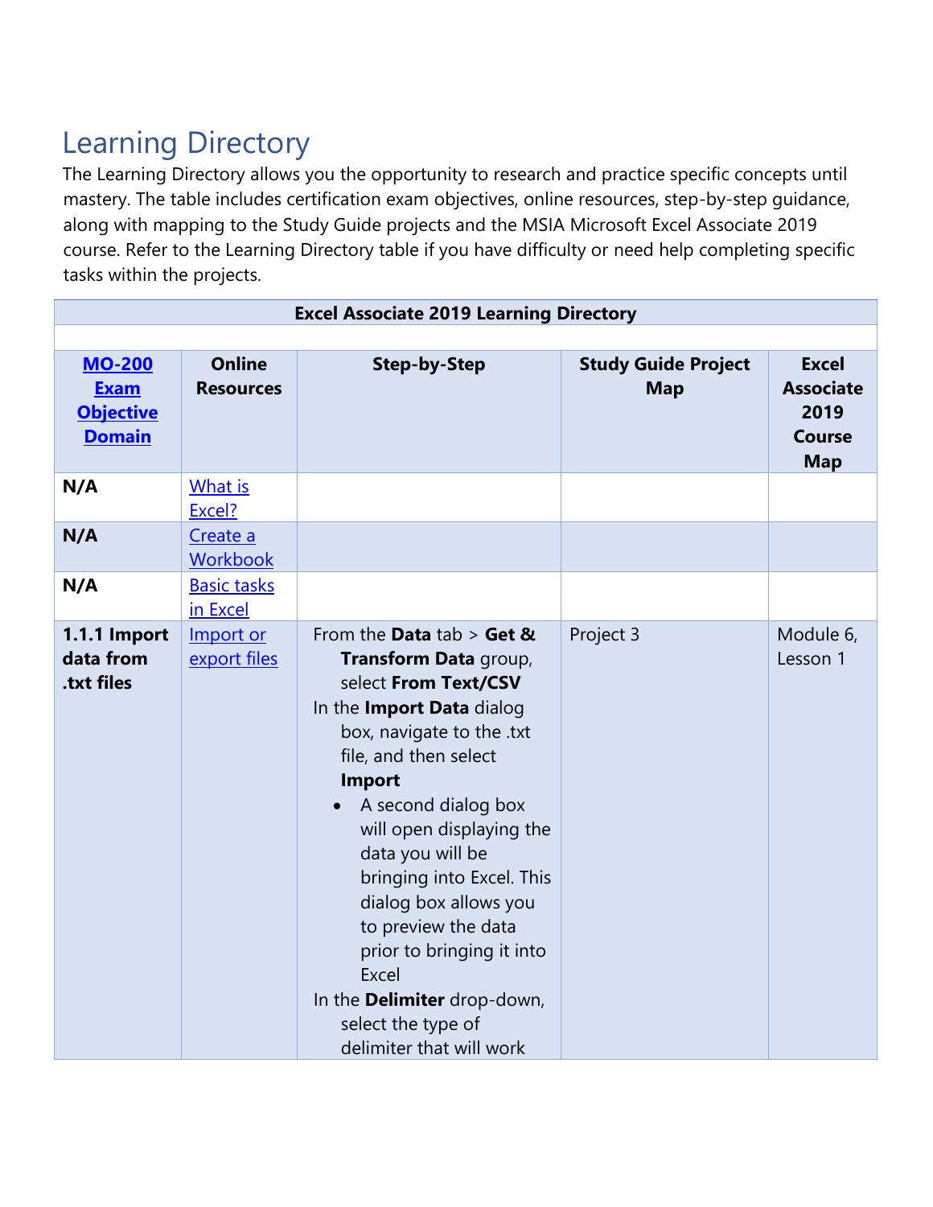## Learning Directory

The Learning Directory allows you the opportunity to research and practice specific concepts until mastery. The table includes certification exam objectives, online resources, step-by-step guidance, along with mapping to the Study Guide projects and the MSIA Microsoft Excel Associate 2019 course. Refer to the Learning Directory table if you have difficulty or need help completing specific tasks within the projects.

| **Excel Associate 2019 Learning Directory** | | | | |
|---|---|---|---|---|
| | | | | |
| **MO-200 Exam Objective Domain** | **Online Resources** | **Step-by-Step** | **Study Guide Project Map** | **Excel Associate 2019 Course Map** |
| **N/A** | What is Excel? | | | |
| **N/A** | Create a Workbook | | | |
| **N/A** | Basic tasks in Excel | | | |
| **1.1.1 Import data from .txt files** | Import or export files | From the **Data** tab > **Get & Transform Data** group, select **From Text/CSV**<br>In the **Import Data** dialog box, navigate to the .txt file, and then select **Import**<br>• A second dialog box will open displaying the data you will be bringing into Excel. This dialog box allows you to preview the data prior to bringing it into Excel<br>In the **Delimiter** drop-down, select the type of delimiter that will work | Project 3 | Module 6, Lesson 1 |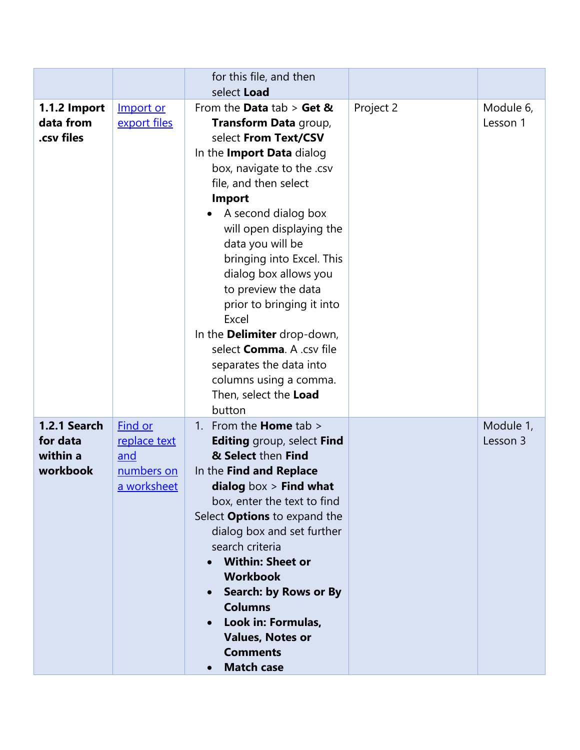| | | | | |
|---|---|---|---|---|
| | | for this file, and then select **Load** | | |
| **1.1.2 Import data from .csv files** | [Import or export files]() | From the **Data** tab > **Get & Transform Data** group, select **From Text/CSV**<br>In the **Import Data** dialog box, navigate to the .csv file, and then select **Import**<br>• A second dialog box will open displaying the data you will be bringing into Excel. This dialog box allows you to preview the data prior to bringing it into Excel<br>In the **Delimiter** drop-down, select **Comma**. A .csv file separates the data into columns using a comma. Then, select the **Load** button | Project 2 | Module 6, Lesson 1 |
| **1.2.1 Search for data within a workbook** | [Find or replace text and numbers on a worksheet]() | 1. From the **Home** tab > **Editing** group, select **Find & Select** then **Find**<br>In the **Find and Replace dialog** box > **Find what** box, enter the text to find<br>Select **Options** to expand the dialog box and set further search criteria<br>• **Within: Sheet or Workbook**<br>• **Search: by Rows or By Columns**<br>• **Look in: Formulas, Values, Notes or Comments**<br>• **Match case** | | Module 1, Lesson 3 |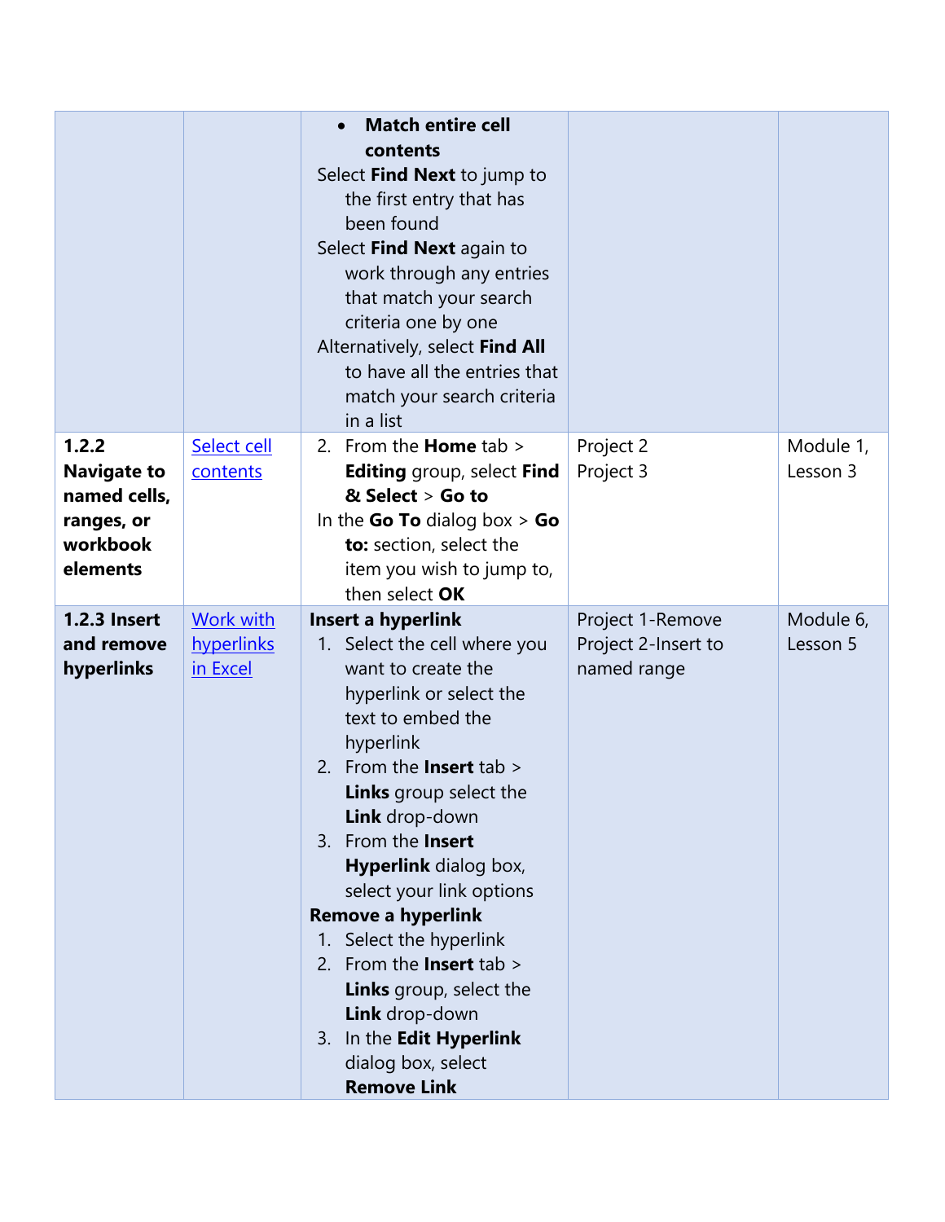| | | | | |
|---|---|---|---|---|
| | | • **Match entire cell contents**<br>Select **Find Next** to jump to the first entry that has been found<br>Select **Find Next** again to work through any entries that match your search criteria one by one<br>Alternatively, select **Find All** to have all the entries that match your search criteria in a list | | |
| **1.2.2 Navigate to named cells, ranges, or workbook elements** | Select cell contents | 2. From the **Home** tab > **Editing** group, select **Find & Select** > **Go to**<br>In the **Go To** dialog box > **Go to:** section, select the item you wish to jump to, then select **OK** | Project 2<br>Project 3 | Module 1, Lesson 3 |
| **1.2.3 Insert and remove hyperlinks** | Work with hyperlinks in Excel | **Insert a hyperlink**<br>1. Select the cell where you want to create the hyperlink or select the text to embed the hyperlink<br>2. From the **Insert** tab > **Links** group select the **Link** drop-down<br>3. From the **Insert Hyperlink** dialog box, select your link options<br>**Remove a hyperlink**<br>1. Select the hyperlink<br>2. From the **Insert** tab > **Links** group, select the **Link** drop-down<br>3. In the **Edit Hyperlink** dialog box, select **Remove Link** | Project 1-Remove<br>Project 2-Insert to named range | Module 6, Lesson 5 |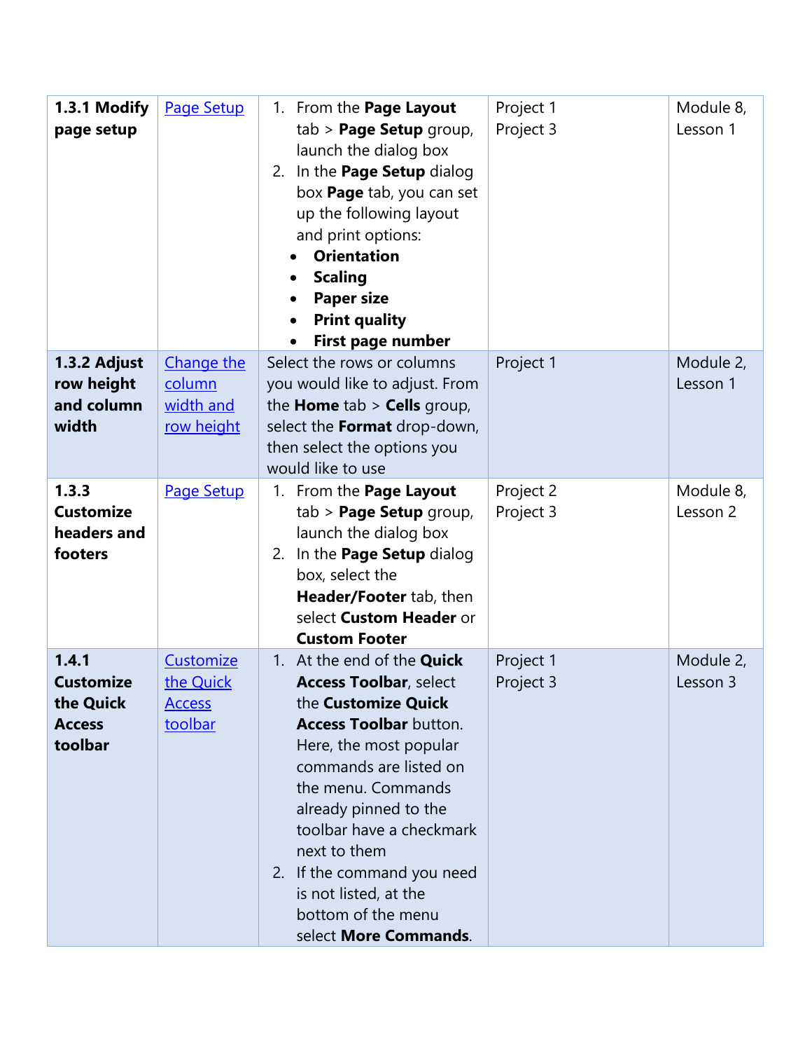| | | | | |
|---|---|---|---|---|
| **1.3.1 Modify page setup** | Page Setup | 1. From the **Page Layout** tab > **Page Setup** group, launch the dialog box<br>2. In the **Page Setup** dialog box **Page** tab, you can set up the following layout and print options:<br>• **Orientation**<br>• **Scaling**<br>• **Paper size**<br>• **Print quality**<br>• **First page number** | Project 1<br>Project 3 | Module 8, Lesson 1 |
| **1.3.2 Adjust row height and column width** | Change the column width and row height | Select the rows or columns you would like to adjust. From the **Home** tab > **Cells** group, select the **Format** drop-down, then select the options you would like to use | Project 1 | Module 2, Lesson 1 |
| **1.3.3 Customize headers and footers** | Page Setup | 1. From the **Page Layout** tab > **Page Setup** group, launch the dialog box<br>2. In the **Page Setup** dialog box, select the **Header/Footer** tab, then select **Custom Header** or **Custom Footer** | Project 2<br>Project 3 | Module 8, Lesson 2 |
| **1.4.1 Customize the Quick Access toolbar** | Customize the Quick Access toolbar | 1. At the end of the **Quick Access Toolbar**, select the **Customize Quick Access Toolbar** button. Here, the most popular commands are listed on the menu. Commands already pinned to the toolbar have a checkmark next to them<br>2. If the command you need is not listed, at the bottom of the menu select **More Commands**. | Project 1<br>Project 3 | Module 2, Lesson 3 |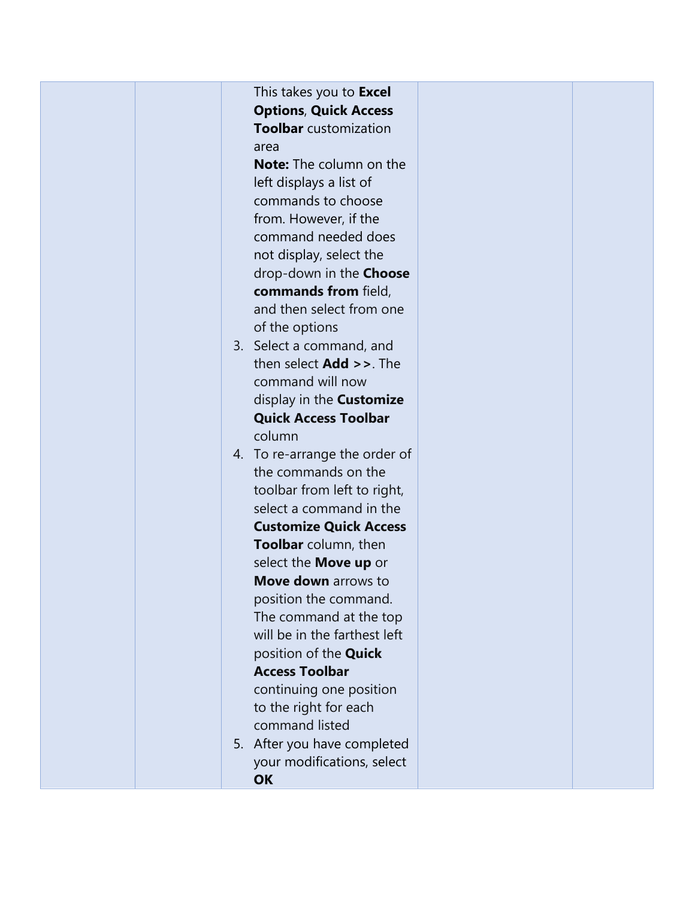|  |  | This takes you to **Excel Options**, **Quick Access Toolbar** customization area<br>**Note:** The column on the left displays a list of commands to choose from. However, if the command needed does not display, select the drop-down in the **Choose commands from** field, and then select from one of the options<br>3. Select a command, and then select **Add >>**. The command will now display in the **Customize Quick Access Toolbar** column<br>4. To re-arrange the order of the commands on the toolbar from left to right, select a command in the **Customize Quick Access Toolbar** column, then select the **Move up** or **Move down** arrows to position the command. The command at the top will be in the farthest left position of the **Quick Access Toolbar** continuing one position to the right for each command listed<br>5. After you have completed your modifications, select **OK** |  |  |
| --- | --- | --- | --- | --- |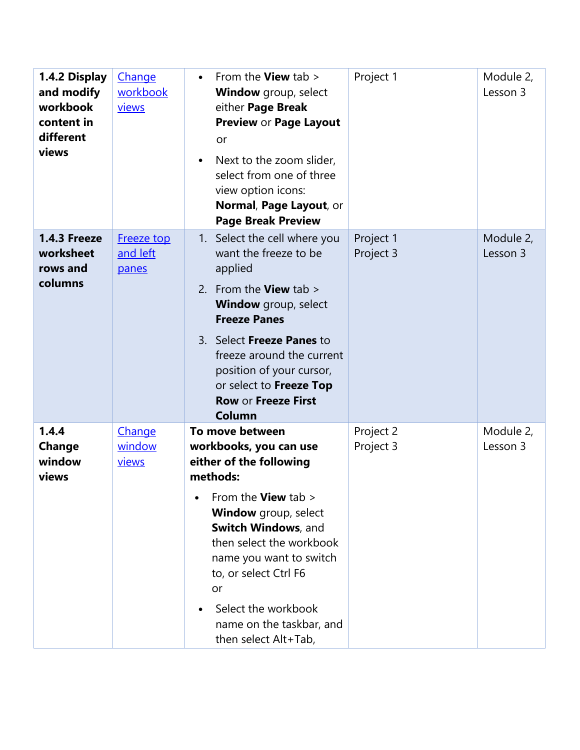| | | | | |
|---|---|---|---|---|
| **1.4.2 Display and modify workbook content in different views** | Change workbook views | • From the **View** tab > **Window** group, select either **Page Break Preview** or **Page Layout**<br>or<br>• Next to the zoom slider, select from one of three view option icons: **Normal**, **Page Layout**, or **Page Break Preview** | Project 1 | Module 2, Lesson 3 |
| **1.4.3 Freeze worksheet rows and columns** | Freeze top and left panes | 1. Select the cell where you want the freeze to be applied<br>2. From the **View** tab > **Window** group, select **Freeze Panes**<br>3. Select **Freeze Panes** to freeze around the current position of your cursor, or select to **Freeze Top Row** or **Freeze First Column** | Project 1<br>Project 3 | Module 2, Lesson 3 |
| **1.4.4 Change window views** | Change window views | **To move between workbooks, you can use either of the following methods:**<br>• From the **View** tab > **Window** group, select **Switch Windows**, and then select the workbook name you want to switch to, or select Ctrl F6<br>or<br>• Select the workbook name on the taskbar, and then select Alt+Tab, | Project 2<br>Project 3 | Module 2, Lesson 3 |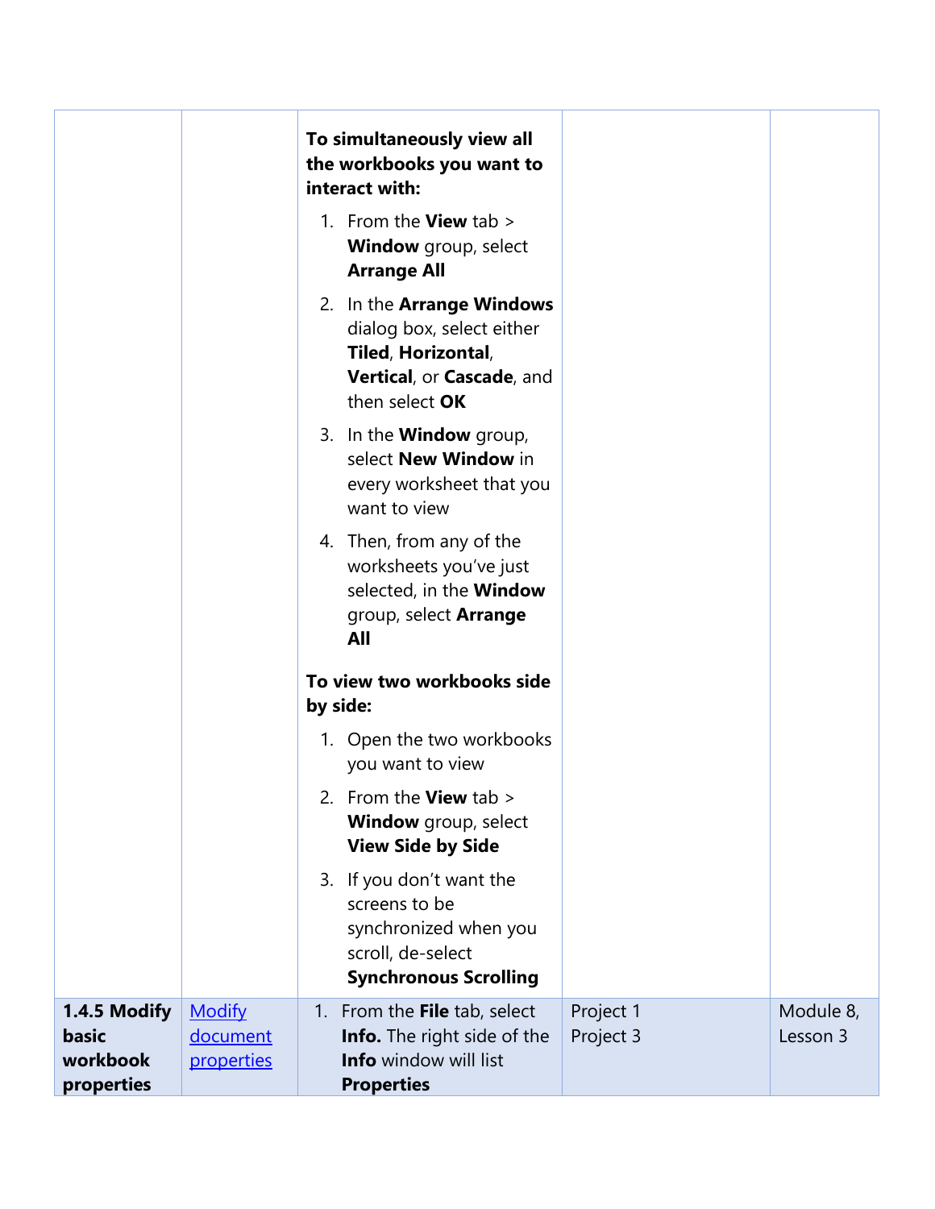| | | | | |
|---|---|---|---|---|
| | | **To simultaneously view all the workbooks you want to interact with:**<br>1. From the **View** tab > **Window** group, select **Arrange All**<br>2. In the **Arrange Windows** dialog box, select either **Tiled**, **Horizontal**, **Vertical**, or **Cascade**, and then select **OK**<br>3. In the **Window** group, select **New Window** in every worksheet that you want to view<br>4. Then, from any of the worksheets you've just selected, in the **Window** group, select **Arrange All**<br><br>**To view two workbooks side by side:**<br>1. Open the two workbooks you want to view<br>2. From the **View** tab > **Window** group, select **View Side by Side**<br>3. If you don't want the screens to be synchronized when you scroll, de-select **Synchronous Scrolling** | | |
| **1.4.5 Modify basic workbook properties** | [Modify document properties]() | 1. From the **File** tab, select **Info.** The right side of the **Info** window will list **Properties** | Project 1<br>Project 3 | Module 8, Lesson 3 |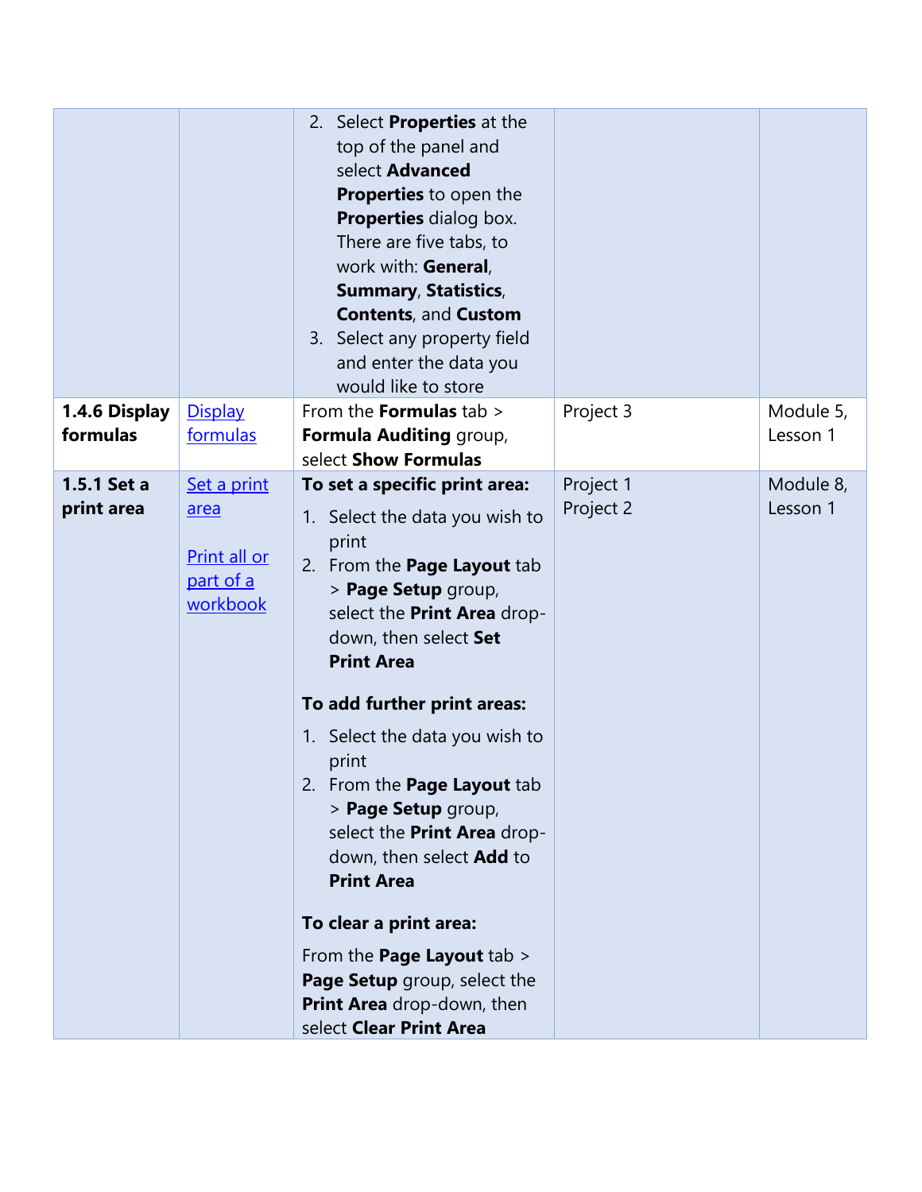| | | | | |
|---|---|---|---|---|
| | | 2. Select **Properties** at the top of the panel and select **Advanced Properties** to open the **Properties** dialog box. There are five tabs, to work with: **General**, **Summary**, **Statistics**, **Contents**, and **Custom**<br>3. Select any property field and enter the data you would like to store | | |
| **1.4.6 Display formulas** | Display formulas | From the **Formulas** tab > **Formula Auditing** group, select **Show Formulas** | Project 3 | Module 5, Lesson 1 |
| **1.5.1 Set a print area** | Set a print area<br><br>Print all or part of a workbook | **To set a specific print area:**<br>1. Select the data you wish to print<br>2. From the **Page Layout** tab > **Page Setup** group, select the **Print Area** drop-down, then select **Set Print Area**<br><br>**To add further print areas:**<br>1. Select the data you wish to print<br>2. From the **Page Layout** tab > **Page Setup** group, select the **Print Area** drop-down, then select **Add** to **Print Area**<br><br>**To clear a print area:**<br>From the **Page Layout** tab > **Page Setup** group, select the **Print Area** drop-down, then select **Clear Print Area** | Project 1<br>Project 2 | Module 8, Lesson 1 |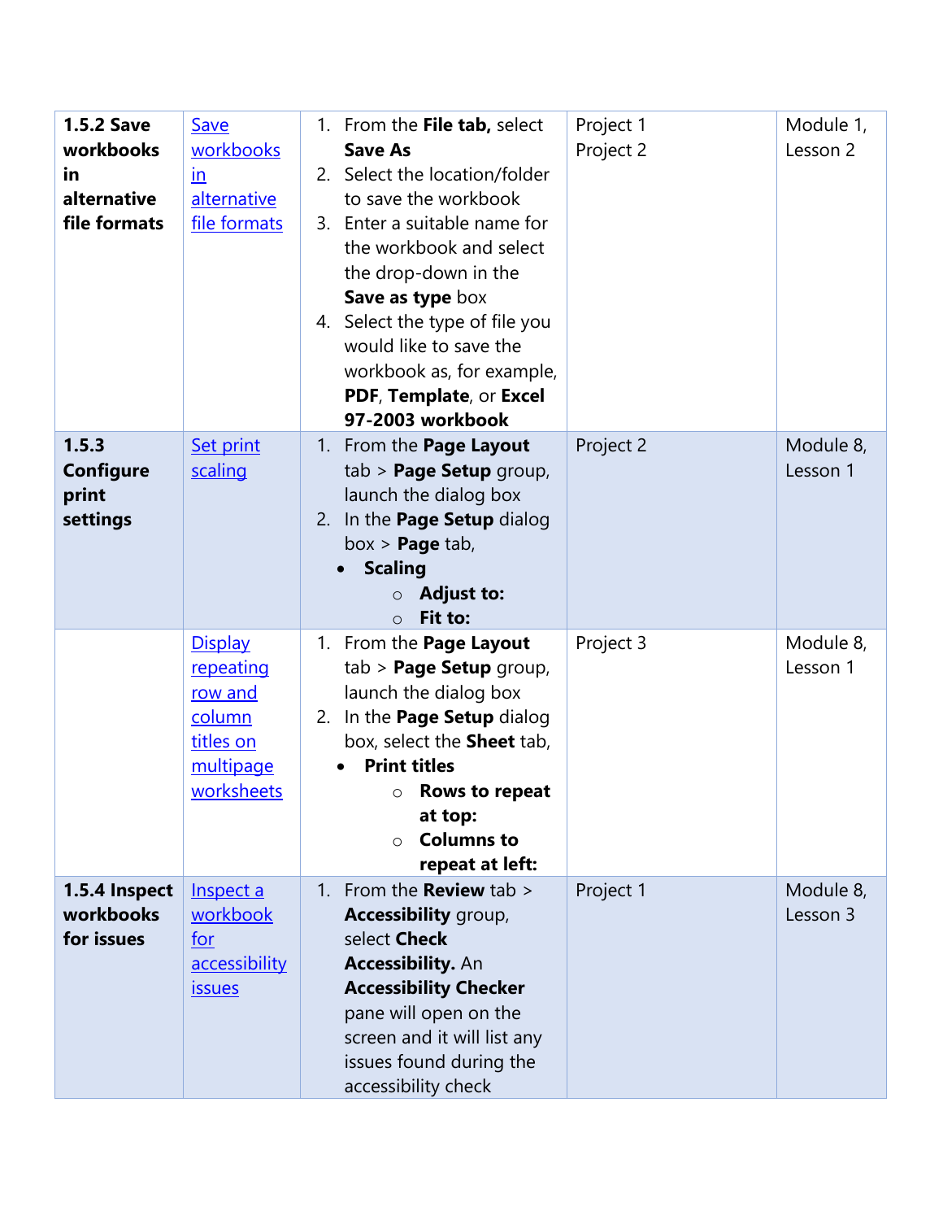| | | | | |
|---|---|---|---|---|
| **1.5.2 Save workbooks in alternative file formats** | Save workbooks in alternative file formats | 1. From the **File tab,** select **Save As**<br>2. Select the location/folder to save the workbook<br>3. Enter a suitable name for the workbook and select the drop-down in the **Save as type** box<br>4. Select the type of file you would like to save the workbook as, for example, **PDF**, **Template**, or **Excel 97-2003 workbook** | Project 1<br>Project 2 | Module 1, Lesson 2 |
| **1.5.3 Configure print settings** | Set print scaling | 1. From the **Page Layout** tab > **Page Setup** group, launch the dialog box<br>2. In the **Page Setup** dialog box > **Page** tab,<br>• **Scaling**<br>  ○ **Adjust to:**<br>  ○ **Fit to:** | Project 2 | Module 8, Lesson 1 |
| | Display repeating row and column titles on multipage worksheets | 1. From the **Page Layout** tab > **Page Setup** group, launch the dialog box<br>2. In the **Page Setup** dialog box, select the **Sheet** tab,<br>• **Print titles**<br>  ○ **Rows to repeat at top:**<br>  ○ **Columns to repeat at left:** | Project 3 | Module 8, Lesson 1 |
| **1.5.4 Inspect workbooks for issues** | Inspect a workbook for accessibility issues | 1. From the **Review** tab > **Accessibility** group, select **Check Accessibility.** An **Accessibility Checker** pane will open on the screen and it will list any issues found during the accessibility check | Project 1 | Module 8, Lesson 3 |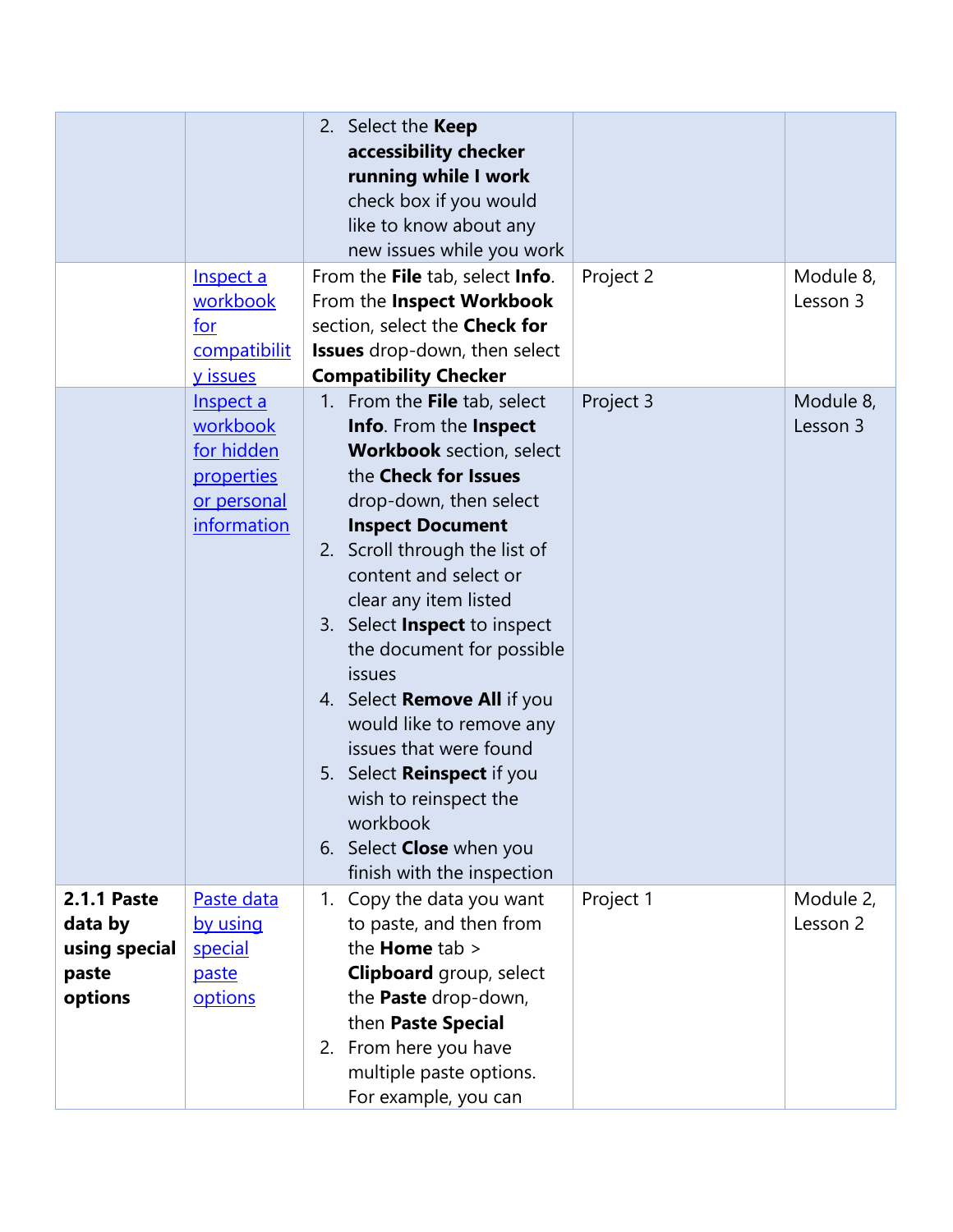| | | | | |
|---|---|---|---|---|
| | | 2. Select the **Keep accessibility checker running while I work** check box if you would like to know about any new issues while you work | | |
| | Inspect a workbook for compatibility issues | From the **File** tab, select **Info**. From the **Inspect Workbook** section, select the **Check for Issues** drop-down, then select **Compatibility Checker** | Project 2 | Module 8, Lesson 3 |
| | Inspect a workbook for hidden properties or personal information | 1. From the **File** tab, select **Info**. From the **Inspect Workbook** section, select the **Check for Issues** drop-down, then select **Inspect Document**<br>2. Scroll through the list of content and select or clear any item listed<br>3. Select **Inspect** to inspect the document for possible issues<br>4. Select **Remove All** if you would like to remove any issues that were found<br>5. Select **Reinspect** if you wish to reinspect the workbook<br>6. Select **Close** when you finish with the inspection | Project 3 | Module 8, Lesson 3 |
| **2.1.1 Paste data by using special paste options** | Paste data by using special paste options | 1. Copy the data you want to paste, and then from the **Home** tab > **Clipboard** group, select the **Paste** drop-down, then **Paste Special**<br>2. From here you have multiple paste options. For example, you can | Project 1 | Module 2, Lesson 2 |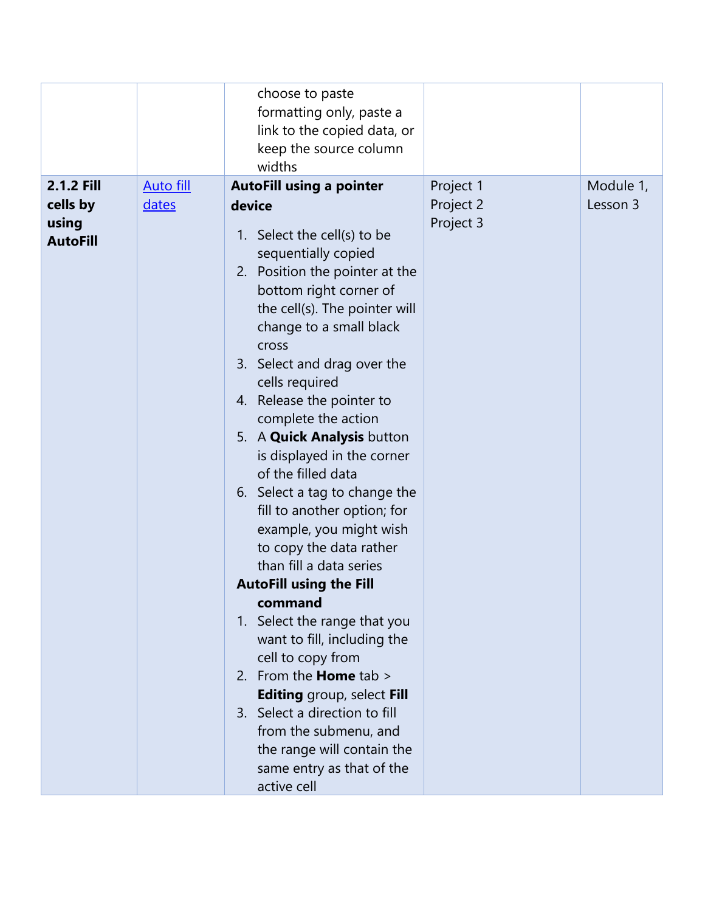| | | | | |
|---|---|---|---|---|
| | | choose to paste formatting only, paste a link to the copied data, or keep the source column widths | | |
| **2.1.2 Fill cells by using AutoFill** | Auto fill dates | **AutoFill using a pointer device**<br>1. Select the cell(s) to be sequentially copied<br>2. Position the pointer at the bottom right corner of the cell(s). The pointer will change to a small black cross<br>3. Select and drag over the cells required<br>4. Release the pointer to complete the action<br>5. A **Quick Analysis** button is displayed in the corner of the filled data<br>6. Select a tag to change the fill to another option; for example, you might wish to copy the data rather than fill a data series<br>**AutoFill using the Fill command**<br>1. Select the range that you want to fill, including the cell to copy from<br>2. From the **Home** tab > **Editing** group, select **Fill**<br>3. Select a direction to fill from the submenu, and the range will contain the same entry as that of the active cell | Project 1<br>Project 2<br>Project 3 | Module 1, Lesson 3 |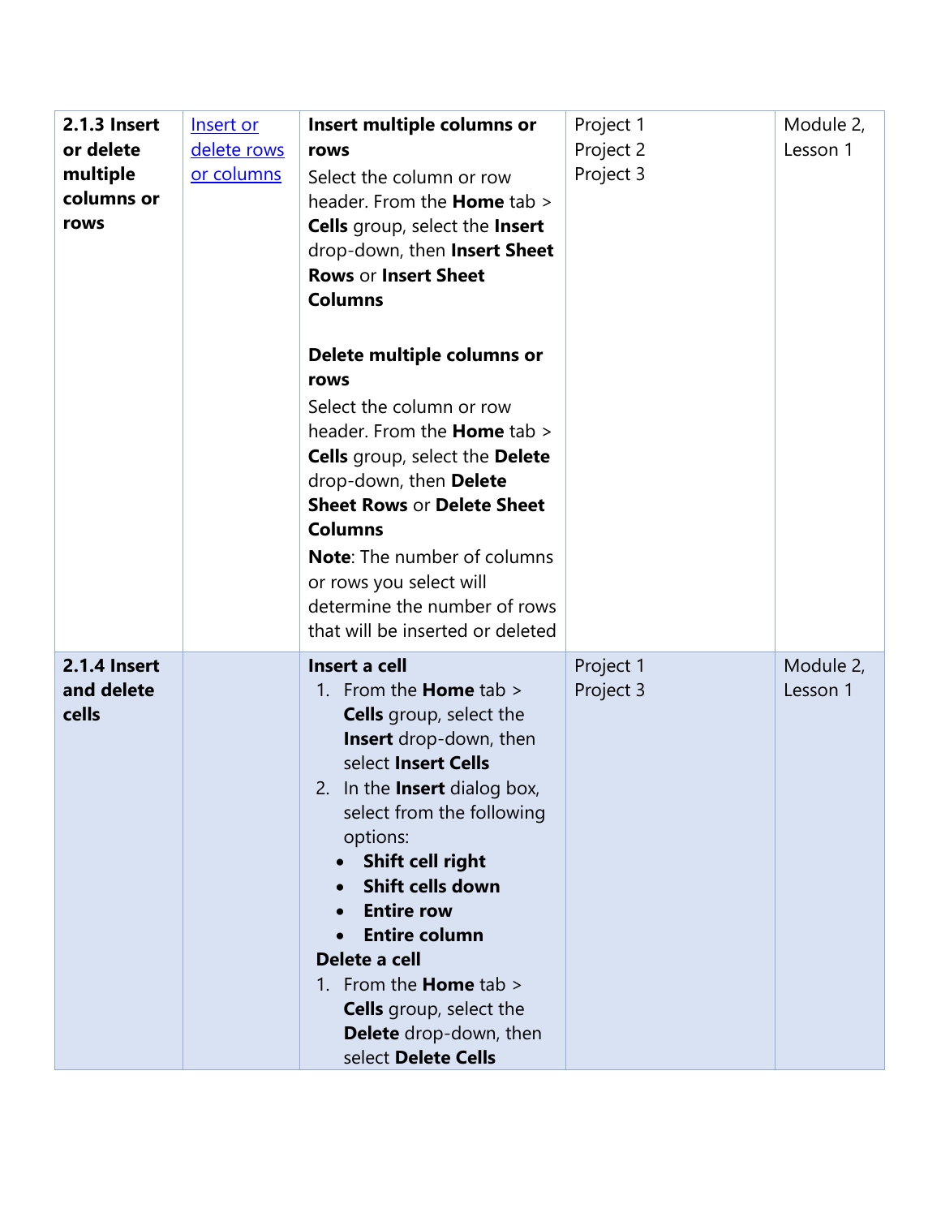| **2.1.3 Insert or delete multiple columns or rows** | [Insert or delete rows or columns]() | **Insert multiple columns or rows**<br>Select the column or row header. From the **Home** tab > **Cells** group, select the **Insert** drop-down, then **Insert Sheet Rows** or **Insert Sheet Columns**<br><br>**Delete multiple columns or rows**<br>Select the column or row header. From the **Home** tab > **Cells** group, select the **Delete** drop-down, then **Delete Sheet Rows** or **Delete Sheet Columns**<br>**Note**: The number of columns or rows you select will determine the number of rows that will be inserted or deleted | Project 1<br>Project 2<br>Project 3 | Module 2, Lesson 1 |
|---|---|---|---|---|
| **2.1.4 Insert and delete cells** | | **Insert a cell**<br>1. From the **Home** tab > **Cells** group, select the **Insert** drop-down, then select **Insert Cells**<br>2. In the **Insert** dialog box, select from the following options:<br>• **Shift cell right**<br>• **Shift cells down**<br>• **Entire row**<br>• **Entire column**<br>**Delete a cell**<br>1. From the **Home** tab > **Cells** group, select the **Delete** drop-down, then select **Delete Cells** | Project 1<br>Project 3 | Module 2, Lesson 1 |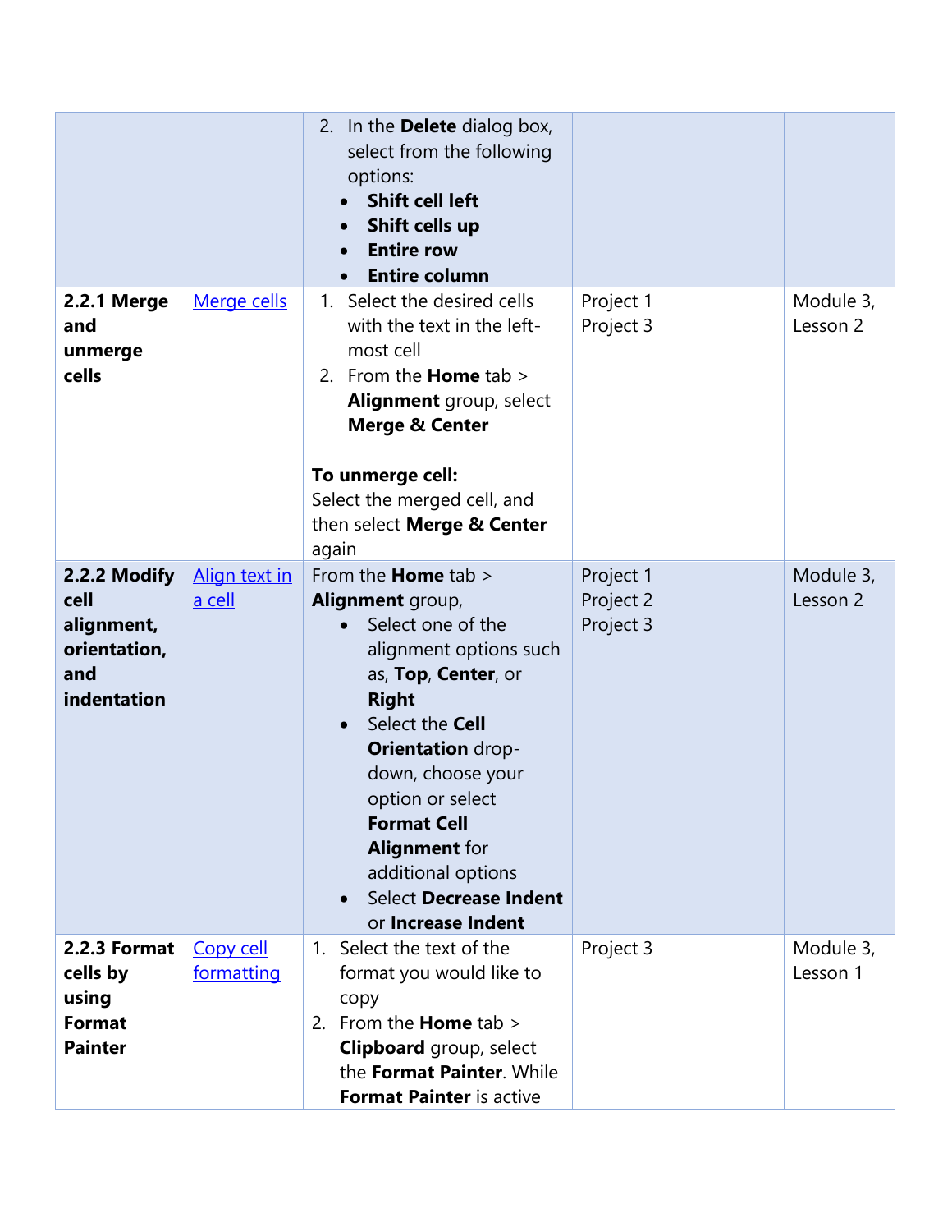| | | | | |
|---|---|---|---|---|
| | | 2. In the **Delete** dialog box, select from the following options:<br>• **Shift cell left**<br>• **Shift cells up**<br>• **Entire row**<br>• **Entire column** | | |
| **2.2.1 Merge and unmerge cells** | [Merge cells]() | 1. Select the desired cells with the text in the left-most cell<br>2. From the **Home** tab > **Alignment** group, select **Merge & Center**<br><br>**To unmerge cell:**<br>Select the merged cell, and then select **Merge & Center** again | Project 1<br>Project 3 | Module 3, Lesson 2 |
| **2.2.2 Modify cell alignment, orientation, and indentation** | [Align text in a cell]() | From the **Home** tab > **Alignment** group,<br>• Select one of the alignment options such as, **Top**, **Center**, or **Right**<br>• Select the **Cell Orientation** drop-down, choose your option or select **Format Cell Alignment** for additional options<br>• Select **Decrease Indent** or **Increase Indent** | Project 1<br>Project 2<br>Project 3 | Module 3, Lesson 2 |
| **2.2.3 Format cells by using Format Painter** | [Copy cell formatting]() | 1. Select the text of the format you would like to copy<br>2. From the **Home** tab > **Clipboard** group, select the **Format Painter**. While **Format Painter** is active | Project 3 | Module 3, Lesson 1 |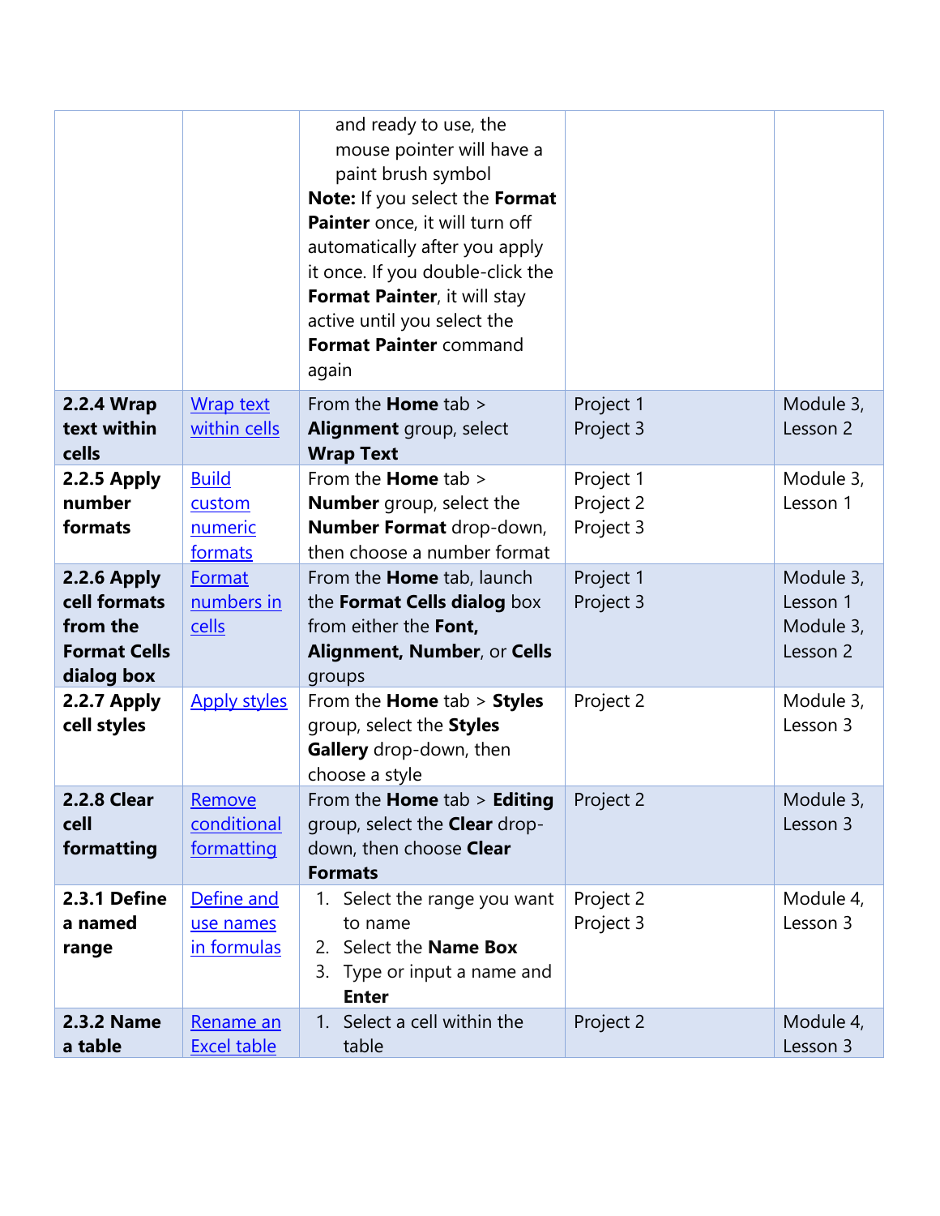| | | | | |
|---|---|---|---|---|
| | | and ready to use, the mouse pointer will have a paint brush symbol<br>**Note:** If you select the **Format Painter** once, it will turn off automatically after you apply it once. If you double-click the **Format Painter**, it will stay active until you select the **Format Painter** command again | | |
| **2.2.4 Wrap text within cells** | [Wrap text within cells]() | From the **Home** tab > **Alignment** group, select **Wrap Text** | Project 1<br>Project 3 | Module 3, Lesson 2 |
| **2.2.5 Apply number formats** | [Build custom numeric formats]() | From the **Home** tab > **Number** group, select the **Number Format** drop-down, then choose a number format | Project 1<br>Project 2<br>Project 3 | Module 3, Lesson 1 |
| **2.2.6 Apply cell formats from the Format Cells dialog box** | [Format numbers in cells]() | From the **Home** tab, launch the **Format Cells dialog** box from either the **Font, Alignment, Number**, or **Cells** groups | Project 1<br>Project 3 | Module 3, Lesson 1<br>Module 3, Lesson 2 |
| **2.2.7 Apply cell styles** | [Apply styles]() | From the **Home** tab > **Styles** group, select the **Styles Gallery** drop-down, then choose a style | Project 2 | Module 3, Lesson 3 |
| **2.2.8 Clear cell formatting** | [Remove conditional formatting]() | From the **Home** tab > **Editing** group, select the **Clear** drop-down, then choose **Clear Formats** | Project 2 | Module 3, Lesson 3 |
| **2.3.1 Define a named range** | [Define and use names in formulas]() | 1. Select the range you want to name<br>2. Select the **Name Box**<br>3. Type or input a name and **Enter** | Project 2<br>Project 3 | Module 4, Lesson 3 |
| **2.3.2 Name a table** | [Rename an Excel table]() | 1. Select a cell within the table | Project 2 | Module 4, Lesson 3 |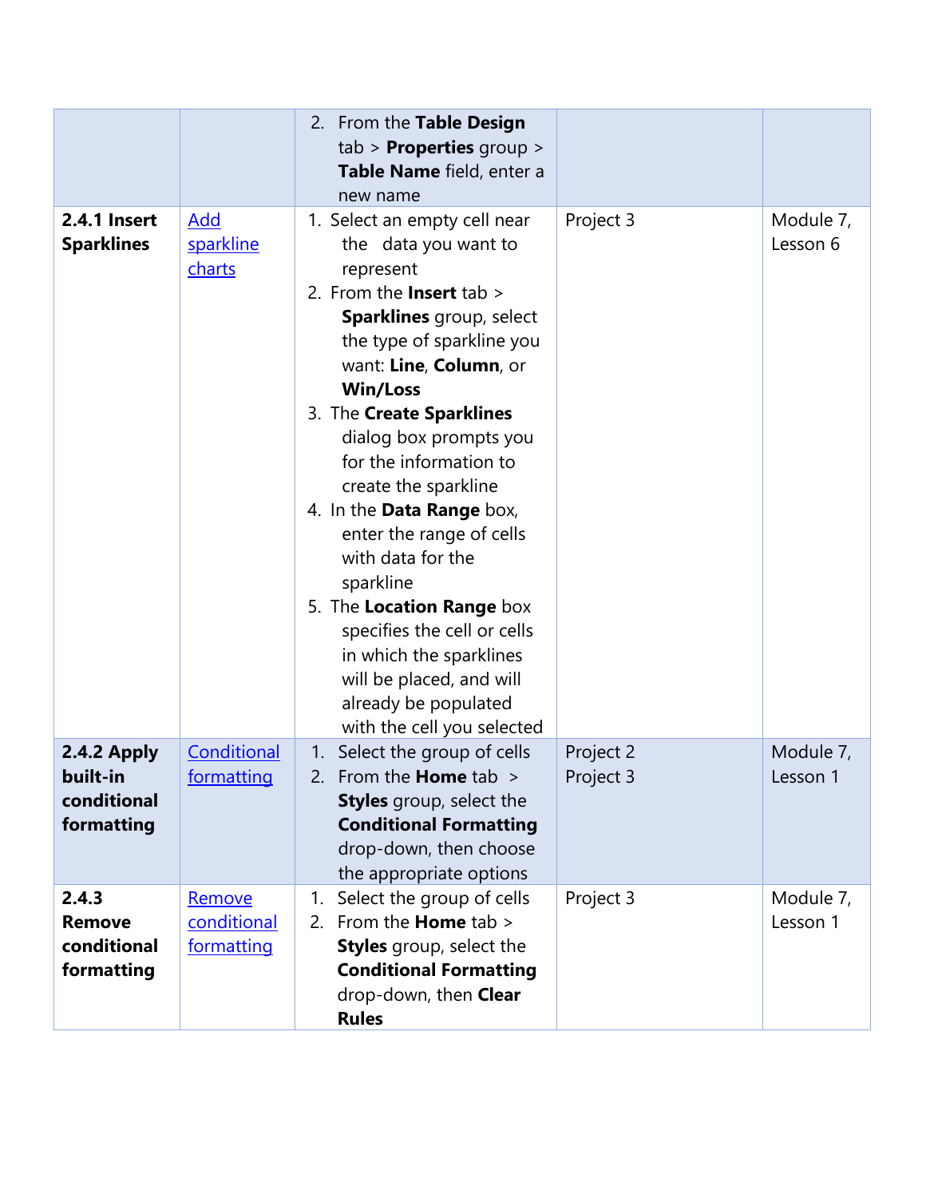| | | | | |
|---|---|---|---|---|
| | | 2. From the **Table Design** tab > **Properties** group > **Table Name** field, enter a new name | | |
| **2.4.1 Insert Sparklines** | Add sparkline charts | 1. Select an empty cell near the data you want to represent<br>2. From the **Insert** tab > **Sparklines** group, select the type of sparkline you want: **Line**, **Column**, or **Win/Loss**<br>3. The **Create Sparklines** dialog box prompts you for the information to create the sparkline<br>4. In the **Data Range** box, enter the range of cells with data for the sparkline<br>5. The **Location Range** box specifies the cell or cells in which the sparklines will be placed, and will already be populated with the cell you selected | Project 3 | Module 7, Lesson 6 |
| **2.4.2 Apply built-in conditional formatting** | Conditional formatting | 1. Select the group of cells<br>2. From the **Home** tab > **Styles** group, select the **Conditional Formatting** drop-down, then choose the appropriate options | Project 2<br>Project 3 | Module 7, Lesson 1 |
| **2.4.3 Remove conditional formatting** | Remove conditional formatting | 1. Select the group of cells<br>2. From the **Home** tab > **Styles** group, select the **Conditional Formatting** drop-down, then **Clear Rules** | Project 3 | Module 7, Lesson 1 |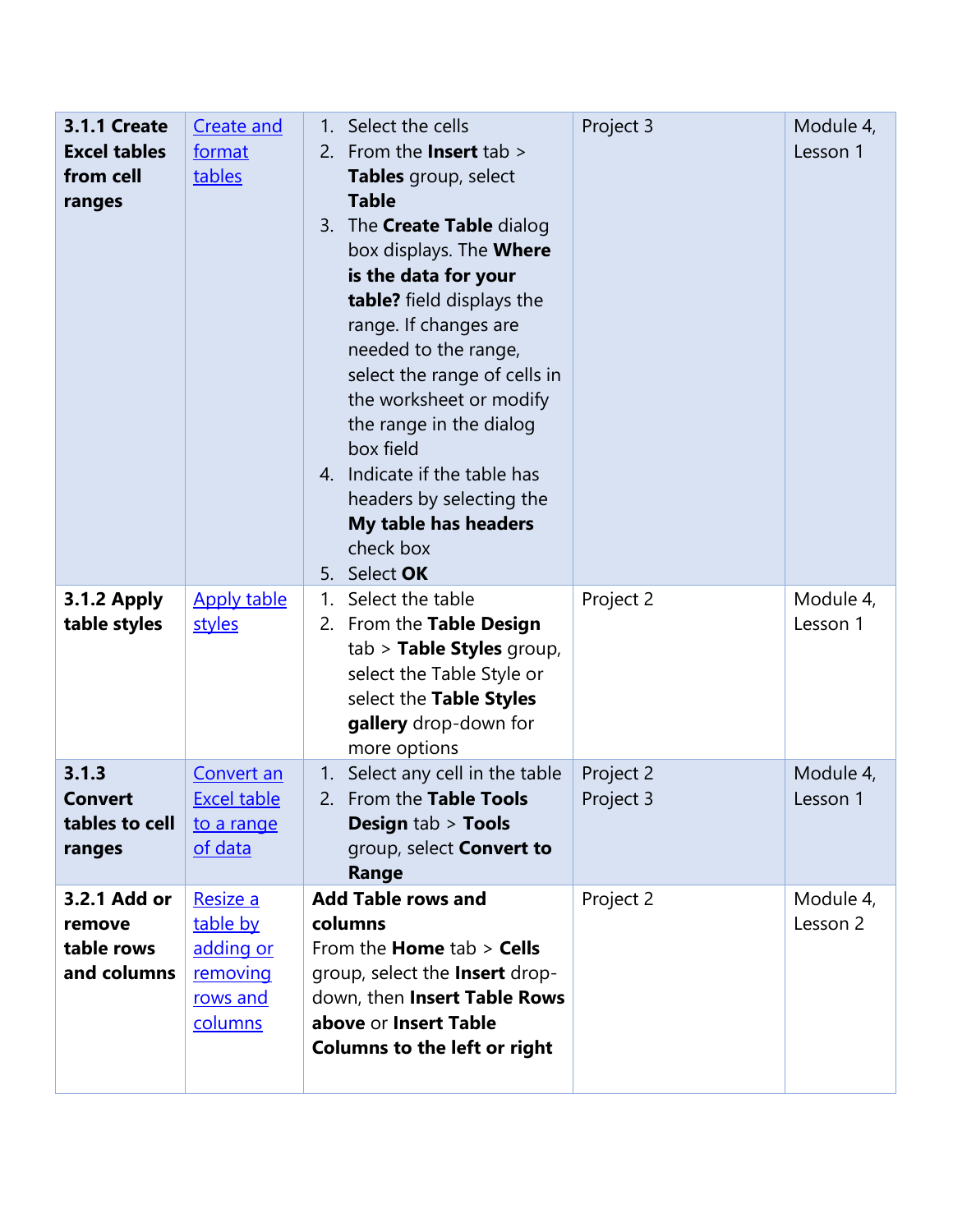| | | | | |
|---|---|---|---|---|
| **3.1.1 Create Excel tables from cell ranges** | Create and format tables | 1. Select the cells<br>2. From the **Insert** tab > **Tables** group, select **Table**<br>3. The **Create Table** dialog box displays. The **Where is the data for your table?** field displays the range. If changes are needed to the range, select the range of cells in the worksheet or modify the range in the dialog box field<br>4. Indicate if the table has headers by selecting the **My table has headers** check box<br>5. Select **OK** | Project 3 | Module 4, Lesson 1 |
| **3.1.2 Apply table styles** | Apply table styles | 1. Select the table<br>2. From the **Table Design** tab > **Table Styles** group, select the Table Style or select the **Table Styles gallery** drop-down for more options | Project 2 | Module 4, Lesson 1 |
| **3.1.3 Convert tables to cell ranges** | Convert an Excel table to a range of data | 1. Select any cell in the table<br>2. From the **Table Tools Design** tab > **Tools** group, select **Convert to Range** | Project 2<br>Project 3 | Module 4, Lesson 1 |
| **3.2.1 Add or remove table rows and columns** | Resize a table by adding or removing rows and columns | **Add Table rows and columns**<br>From the **Home** tab > **Cells** group, select the **Insert** drop-down, then **Insert Table Rows above** or **Insert Table Columns to the left or right** | Project 2 | Module 4, Lesson 2 |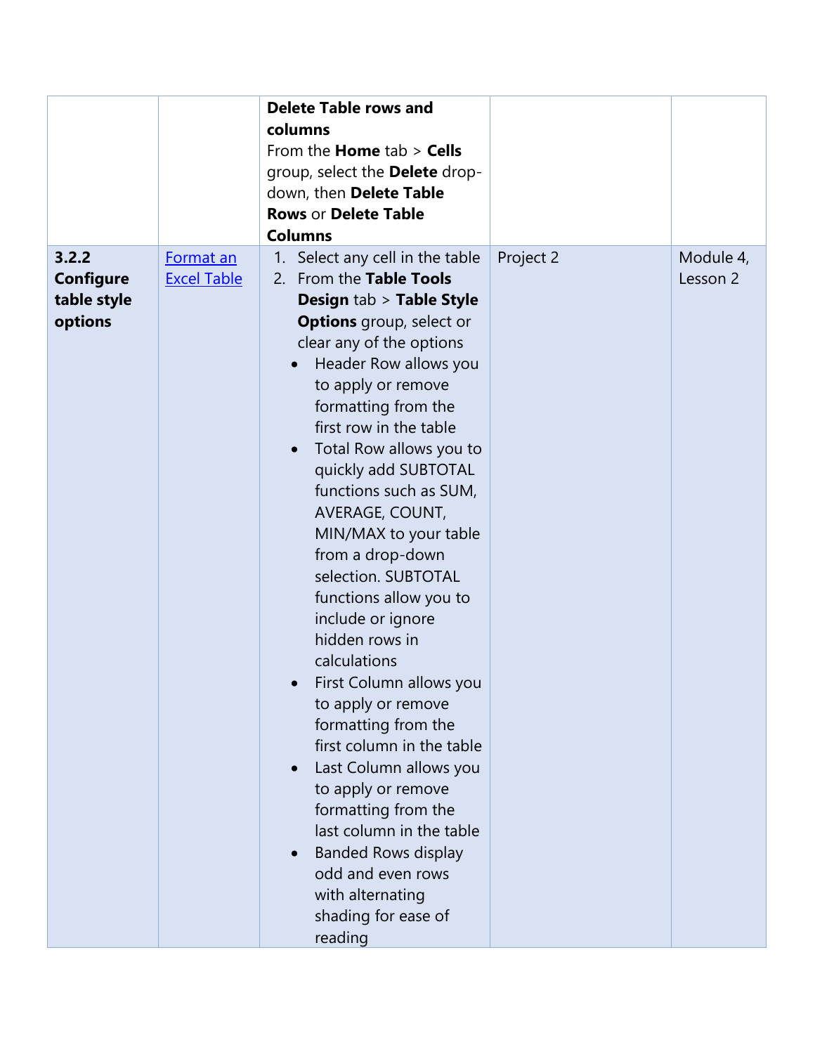| | | | | |
|---|---|---|---|---|
| | | **Delete Table rows and columns**<br>From the **Home** tab > **Cells** group, select the **Delete** drop-down, then **Delete Table Rows** or **Delete Table Columns** | | |
| **3.2.2 Configure table style options** | Format an Excel Table | 1. Select any cell in the table<br>2. From the **Table Tools Design** tab > **Table Style Options** group, select or clear any of the options<br>• Header Row allows you to apply or remove formatting from the first row in the table<br>• Total Row allows you to quickly add SUBTOTAL functions such as SUM, AVERAGE, COUNT, MIN/MAX to your table from a drop-down selection. SUBTOTAL functions allow you to include or ignore hidden rows in calculations<br>• First Column allows you to apply or remove formatting from the first column in the table<br>• Last Column allows you to apply or remove formatting from the last column in the table<br>• Banded Rows display odd and even rows with alternating shading for ease of reading | Project 2 | Module 4, Lesson 2 |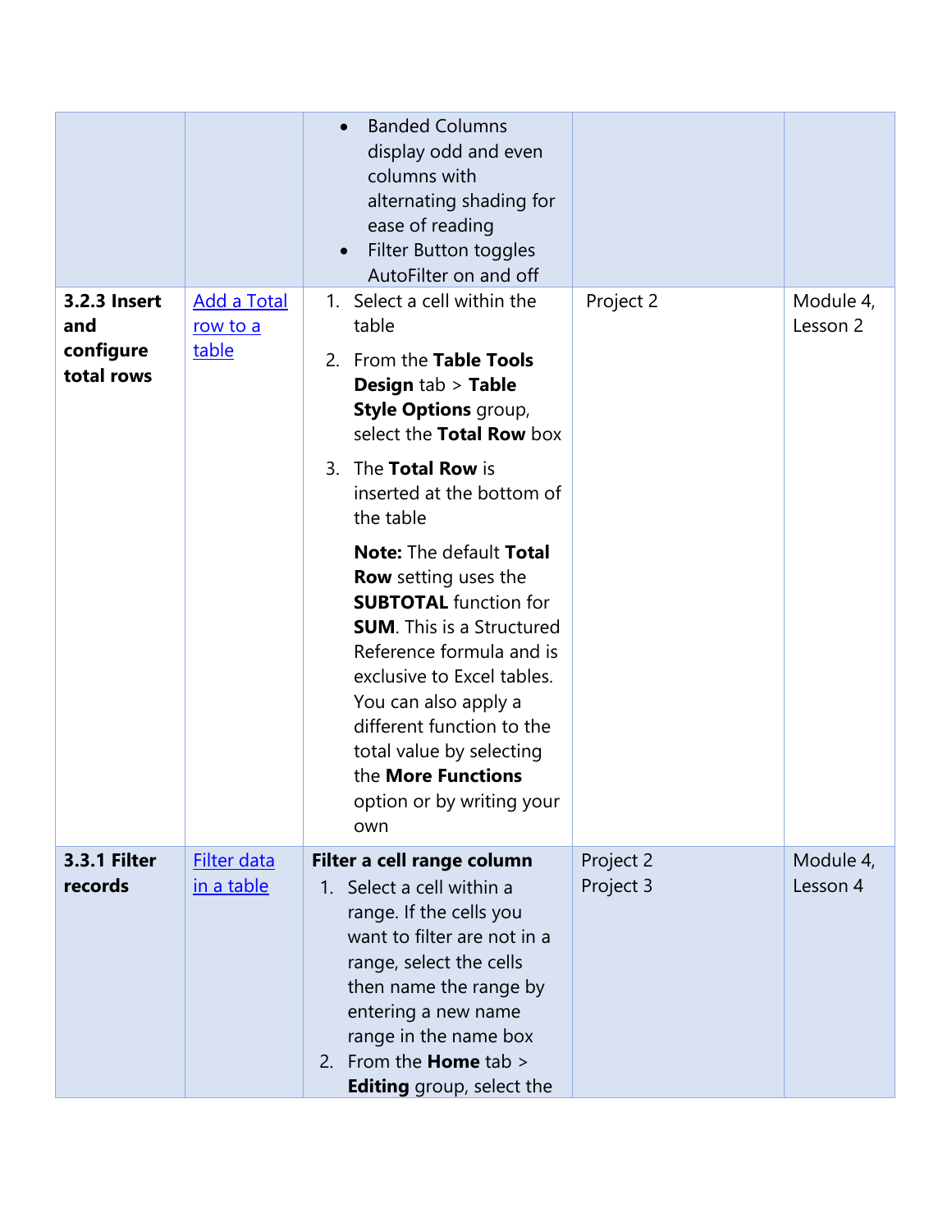| | | | | |
|---|---|---|---|---|
| | | • Banded Columns display odd and even columns with alternating shading for ease of reading<br>• Filter Button toggles AutoFilter on and off | | |
| **3.2.3 Insert and configure total rows** | [Add a Total row to a table]() | 1. Select a cell within the table<br>2. From the **Table Tools Design** tab > **Table Style Options** group, select the **Total Row** box<br>3. The **Total Row** is inserted at the bottom of the table<br><br>**Note:** The default **Total Row** setting uses the **SUBTOTAL** function for **SUM**. This is a Structured Reference formula and is exclusive to Excel tables. You can also apply a different function to the total value by selecting the **More Functions** option or by writing your own | Project 2 | Module 4, Lesson 2 |
| **3.3.1 Filter records** | [Filter data in a table]() | **Filter a cell range column**<br>1. Select a cell within a range. If the cells you want to filter are not in a range, select the cells then name the range by entering a new name range in the name box<br>2. From the **Home** tab > **Editing** group, select the | Project 2<br>Project 3 | Module 4, Lesson 4 |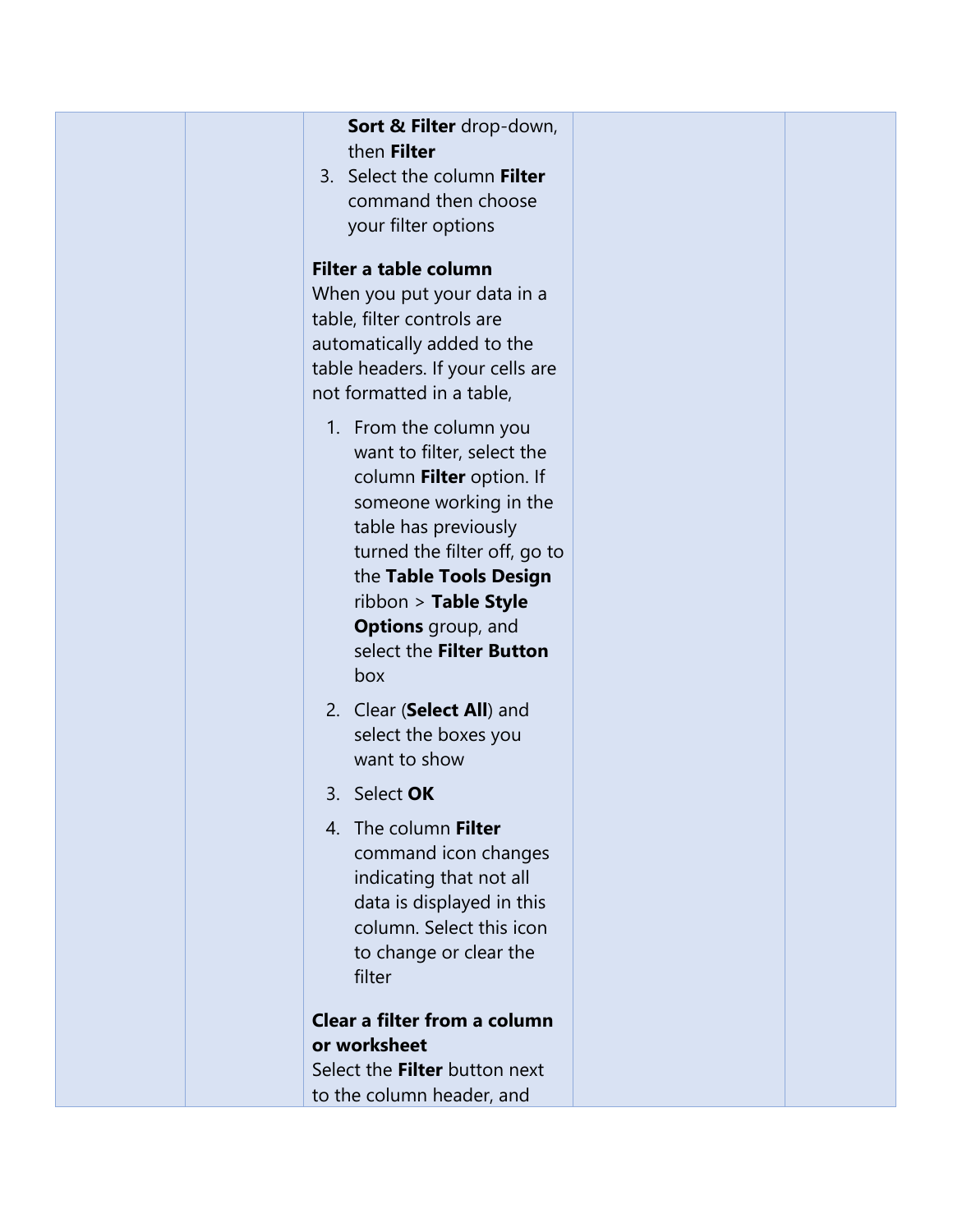| | | Sort & Filter drop-down, then Filter<br>3. Select the column Filter command then choose your filter options<br><br>**Filter a table column**<br>When you put your data in a table, filter controls are automatically added to the table headers. If your cells are not formatted in a table,<br><br>1. From the column you want to filter, select the column **Filter** option. If someone working in the table has previously turned the filter off, go to the **Table Tools Design** ribbon > **Table Style Options** group, and select the **Filter Button** box<br>2. Clear (**Select All**) and select the boxes you want to show<br>3. Select **OK**<br>4. The column **Filter** command icon changes indicating that not all data is displayed in this column. Select this icon to change or clear the filter<br><br>**Clear a filter from a column or worksheet**<br>Select the **Filter** button next to the column header, and | | |
|---|---|---|---|---|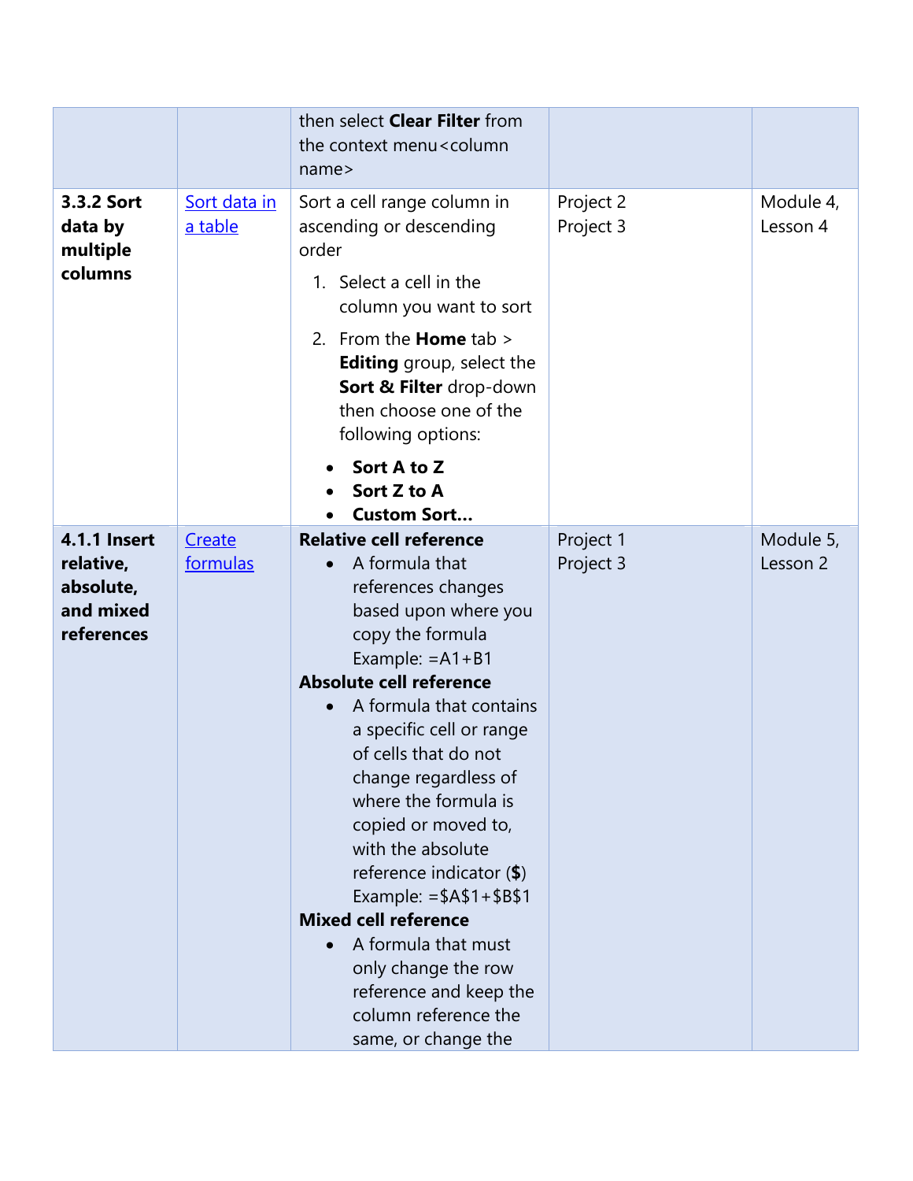| | | | | |
|---|---|---|---|---|
| | | then select **Clear Filter** from the context menu<column name> | | |
| **3.3.2 Sort data by multiple columns** | [Sort data in a table]() | Sort a cell range column in ascending or descending order<br>1. Select a cell in the column you want to sort<br>2. From the **Home** tab > **Editing** group, select the **Sort & Filter** drop-down then choose one of the following options:<br>• **Sort A to Z**<br>• **Sort Z to A**<br>• **Custom Sort…** | Project 2<br>Project 3 | Module 4, Lesson 4 |
| **4.1.1 Insert relative, absolute, and mixed references** | [Create formulas]() | **Relative cell reference**<br>• A formula that references changes based upon where you copy the formula Example: =A1+B1<br>**Absolute cell reference**<br>• A formula that contains a specific cell or range of cells that do not change regardless of where the formula is copied or moved to, with the absolute reference indicator (**$**) Example: =$A$1+$B$1<br>**Mixed cell reference**<br>• A formula that must only change the row reference and keep the column reference the same, or change the | Project 1<br>Project 3 | Module 5, Lesson 2 |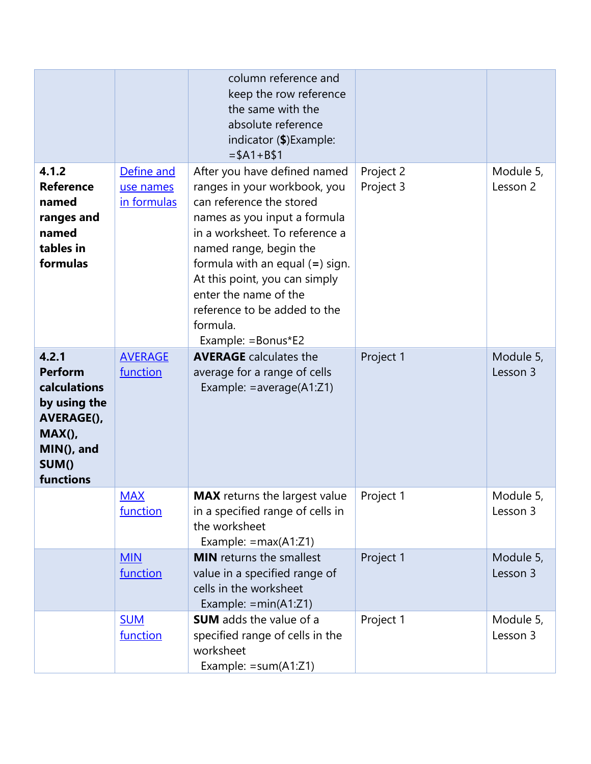| | | | | |
|---|---|---|---|---|
| | | column reference and keep the row reference the same with the absolute reference indicator (**$**)Example: =$A1+B$1 | | |
| **4.1.2 Reference named ranges and named tables in formulas** | Define and use names in formulas | After you have defined named ranges in your workbook, you can reference the stored names as you input a formula in a worksheet. To reference a named range, begin the formula with an equal (**=**) sign. At this point, you can simply enter the name of the reference to be added to the formula. Example: =Bonus*E2 | Project 2 Project 3 | Module 5, Lesson 2 |
| **4.2.1 Perform calculations by using the AVERAGE(), MAX(), MIN(), and SUM() functions** | AVERAGE function | **AVERAGE** calculates the average for a range of cells Example: =average(A1:Z1) | Project 1 | Module 5, Lesson 3 |
| | MAX function | **MAX** returns the largest value in a specified range of cells in the worksheet Example: =max(A1:Z1) | Project 1 | Module 5, Lesson 3 |
| | MIN function | **MIN** returns the smallest value in a specified range of cells in the worksheet Example: =min(A1:Z1) | Project 1 | Module 5, Lesson 3 |
| | SUM function | **SUM** adds the value of a specified range of cells in the worksheet Example: =sum(A1:Z1) | Project 1 | Module 5, Lesson 3 |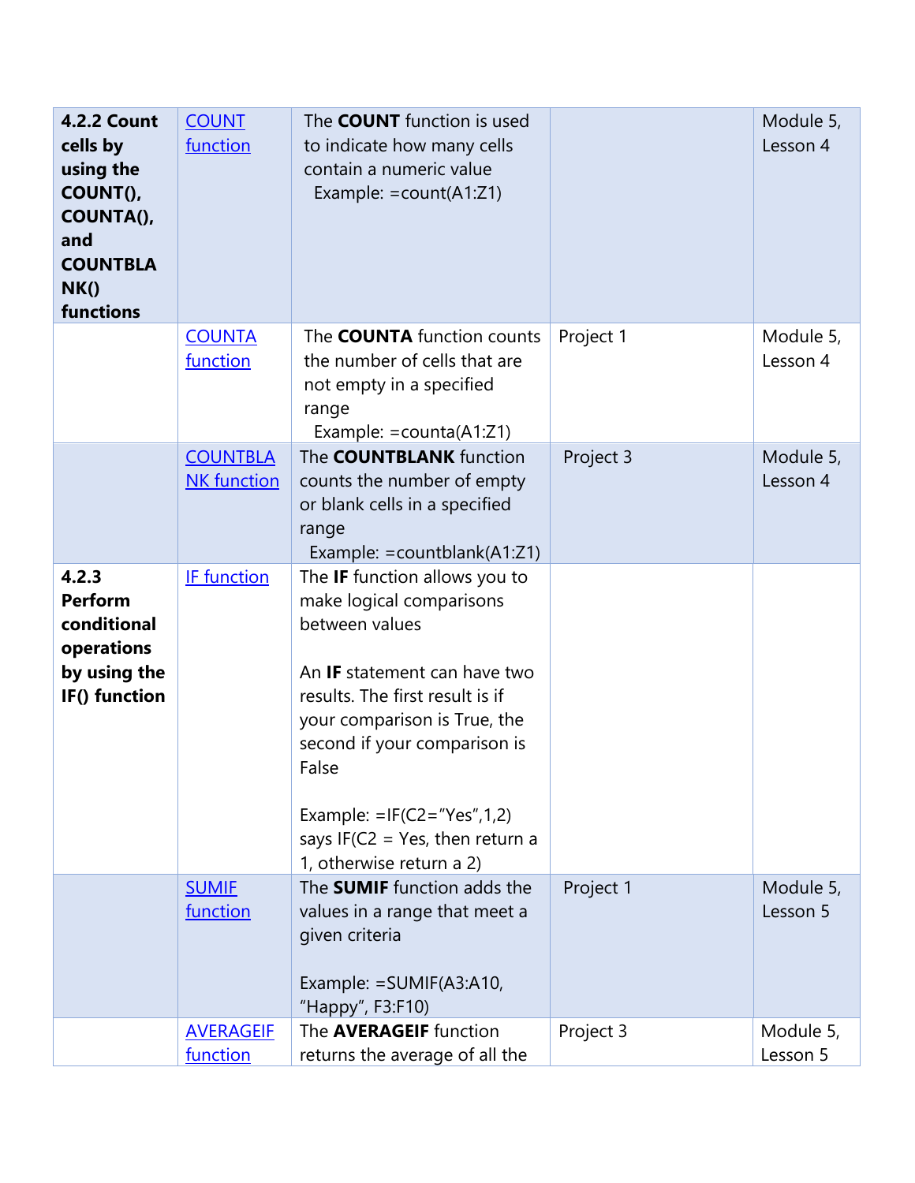| | | | | |
|---|---|---|---|---|
| **4.2.2 Count cells by using the COUNT(), COUNTA(), and COUNTBLANK() functions** | COUNT function | The **COUNT** function is used to indicate how many cells contain a numeric value<br>Example: =count(A1:Z1) | | Module 5, Lesson 4 |
| | COUNTA function | The **COUNTA** function counts the number of cells that are not empty in a specified range<br>Example: =counta(A1:Z1) | Project 1 | Module 5, Lesson 4 |
| | COUNTBLANK function | The **COUNTBLANK** function counts the number of empty or blank cells in a specified range<br>Example: =countblank(A1:Z1) | Project 3 | Module 5, Lesson 4 |
| **4.2.3 Perform conditional operations by using the IF() function** | IF function | The **IF** function allows you to make logical comparisons between values<br><br>An **IF** statement can have two results. The first result is if your comparison is True, the second if your comparison is False<br><br>Example: =IF(C2="Yes",1,2) says IF(C2 = Yes, then return a 1, otherwise return a 2) | | |
| | SUMIF function | The **SUMIF** function adds the values in a range that meet a given criteria<br><br>Example: =SUMIF(A3:A10, "Happy", F3:F10) | Project 1 | Module 5, Lesson 5 |
| | AVERAGEIF function | The **AVERAGEIF** function returns the average of all the | Project 3 | Module 5, Lesson 5 |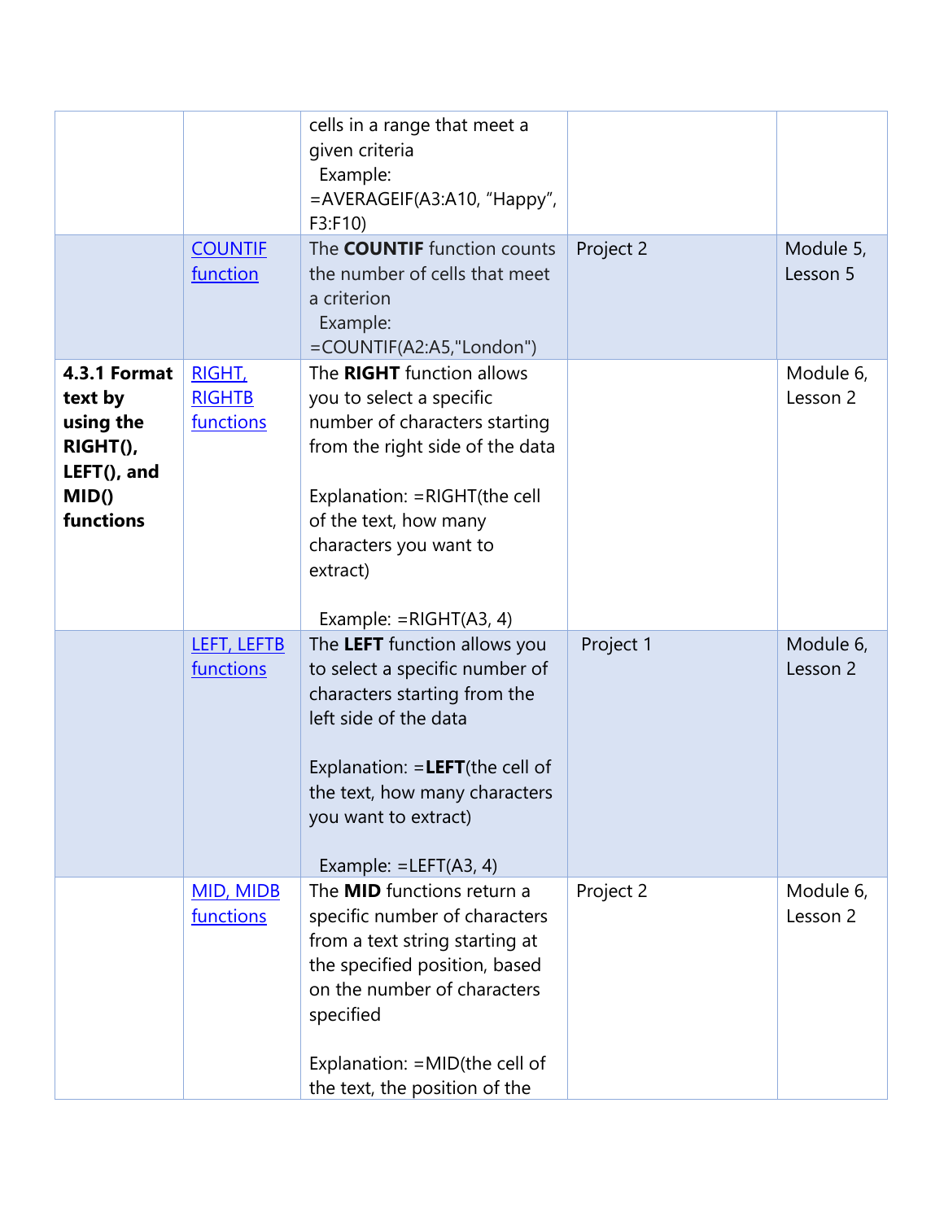| | | | | |
|---|---|---|---|---|
| | | cells in a range that meet a given criteria<br>Example:<br>=AVERAGEIF(A3:A10, “Happy”, F3:F10) | | |
| | COUNTIF function | The **COUNTIF** function counts the number of cells that meet a criterion<br>Example:<br>=COUNTIF(A2:A5,"London") | Project 2 | Module 5, Lesson 5 |
| **4.3.1 Format text by using the RIGHT(), LEFT(), and MID() functions** | RIGHT, RIGHTB functions | The **RIGHT** function allows you to select a specific number of characters starting from the right side of the data<br><br>Explanation: =RIGHT(the cell of the text, how many characters you want to extract)<br><br>Example: =RIGHT(A3, 4) | | Module 6, Lesson 2 |
| | LEFT, LEFTB functions | The **LEFT** function allows you to select a specific number of characters starting from the left side of the data<br><br>Explanation: =**LEFT**(the cell of the text, how many characters you want to extract)<br><br>Example: =LEFT(A3, 4) | Project 1 | Module 6, Lesson 2 |
| | MID, MIDB functions | The **MID** functions return a specific number of characters from a text string starting at the specified position, based on the number of characters specified<br><br>Explanation: =MID(the cell of the text, the position of the | Project 2 | Module 6, Lesson 2 |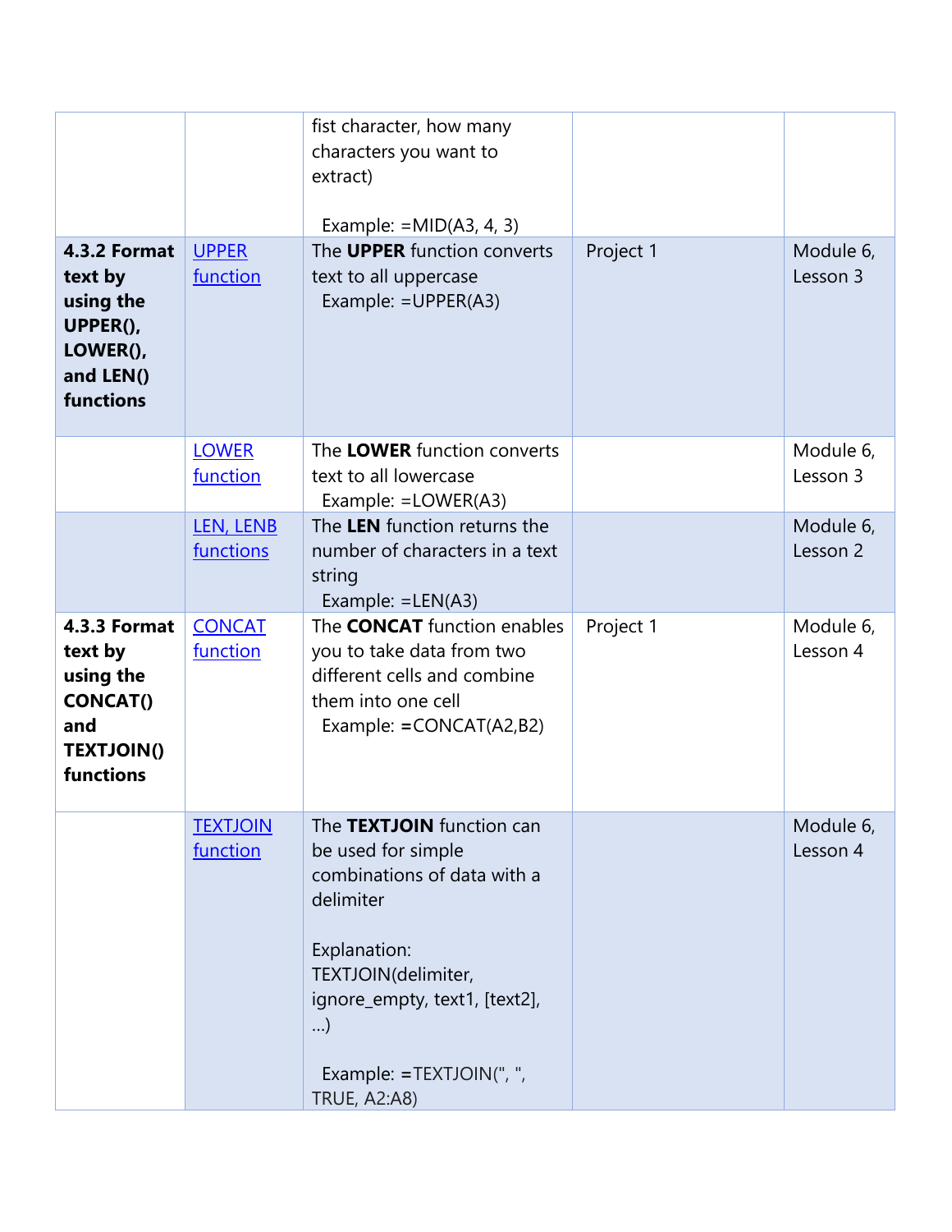| | | | | |
|---|---|---|---|---|
| | | fist character, how many characters you want to extract)<br><br>Example: =MID(A3, 4, 3) | | |
| **4.3.2 Format text by using the UPPER(), LOWER(), and LEN() functions** | UPPER function | The **UPPER** function converts text to all uppercase<br>Example: =UPPER(A3) | Project 1 | Module 6, Lesson 3 |
| | LOWER function | The **LOWER** function converts text to all lowercase<br>Example: =LOWER(A3) | | Module 6, Lesson 3 |
| | LEN, LENB functions | The **LEN** function returns the number of characters in a text string<br>Example: =LEN(A3) | | Module 6, Lesson 2 |
| **4.3.3 Format text by using the CONCAT() and TEXTJOIN() functions** | CONCAT function | The **CONCAT** function enables you to take data from two different cells and combine them into one cell<br>Example: **=**CONCAT(A2,B2) | Project 1 | Module 6, Lesson 4 |
| | TEXTJOIN function | The **TEXTJOIN** function can be used for simple combinations of data with a delimiter<br><br>Explanation: TEXTJOIN(delimiter, ignore_empty, text1, [text2], …)<br><br>Example: **=**TEXTJOIN(", ", TRUE, A2:A8) | | Module 6, Lesson 4 |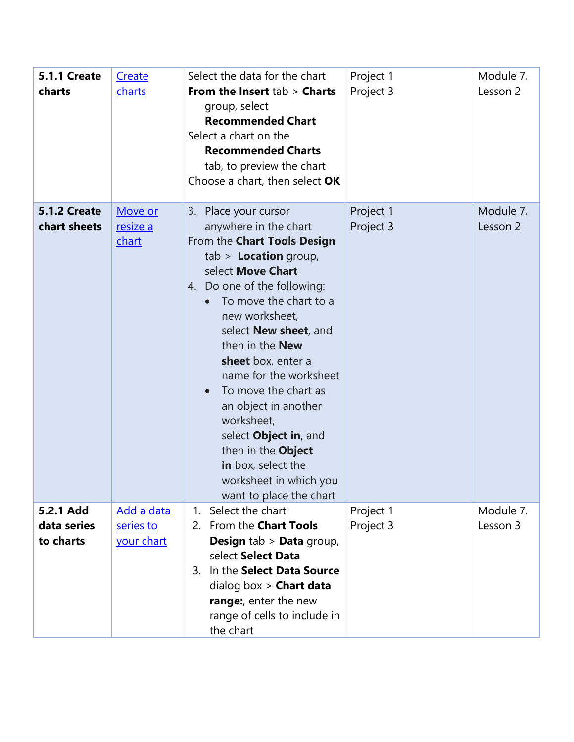| | | | | |
|---|---|---|---|---|
| **5.1.1 Create charts** | [Create charts] | Select the data for the chart<br>**From the Insert** tab > **Charts** group, select **Recommended Chart**<br>Select a chart on the **Recommended Charts** tab, to preview the chart<br>Choose a chart, then select **OK** | Project 1<br>Project 3 | Module 7, Lesson 2 |
| **5.1.2 Create chart sheets** | [Move or resize a chart] | 3. Place your cursor anywhere in the chart<br>From the **Chart Tools Design** tab > **Location** group, select **Move Chart**<br>4. Do one of the following:<br>• To move the chart to a new worksheet, select **New sheet**, and then in the **New sheet** box, enter a name for the worksheet<br>• To move the chart as an object in another worksheet, select **Object in**, and then in the **Object in** box, select the worksheet in which you want to place the chart | Project 1<br>Project 3 | Module 7, Lesson 2 |
| **5.2.1 Add data series to charts** | [Add a data series to your chart] | 1. Select the chart<br>2. From the **Chart Tools Design** tab > **Data** group, select **Select Data**<br>3. In the **Select Data Source** dialog box > **Chart data range:**, enter the new range of cells to include in the chart | Project 1<br>Project 3 | Module 7, Lesson 3 |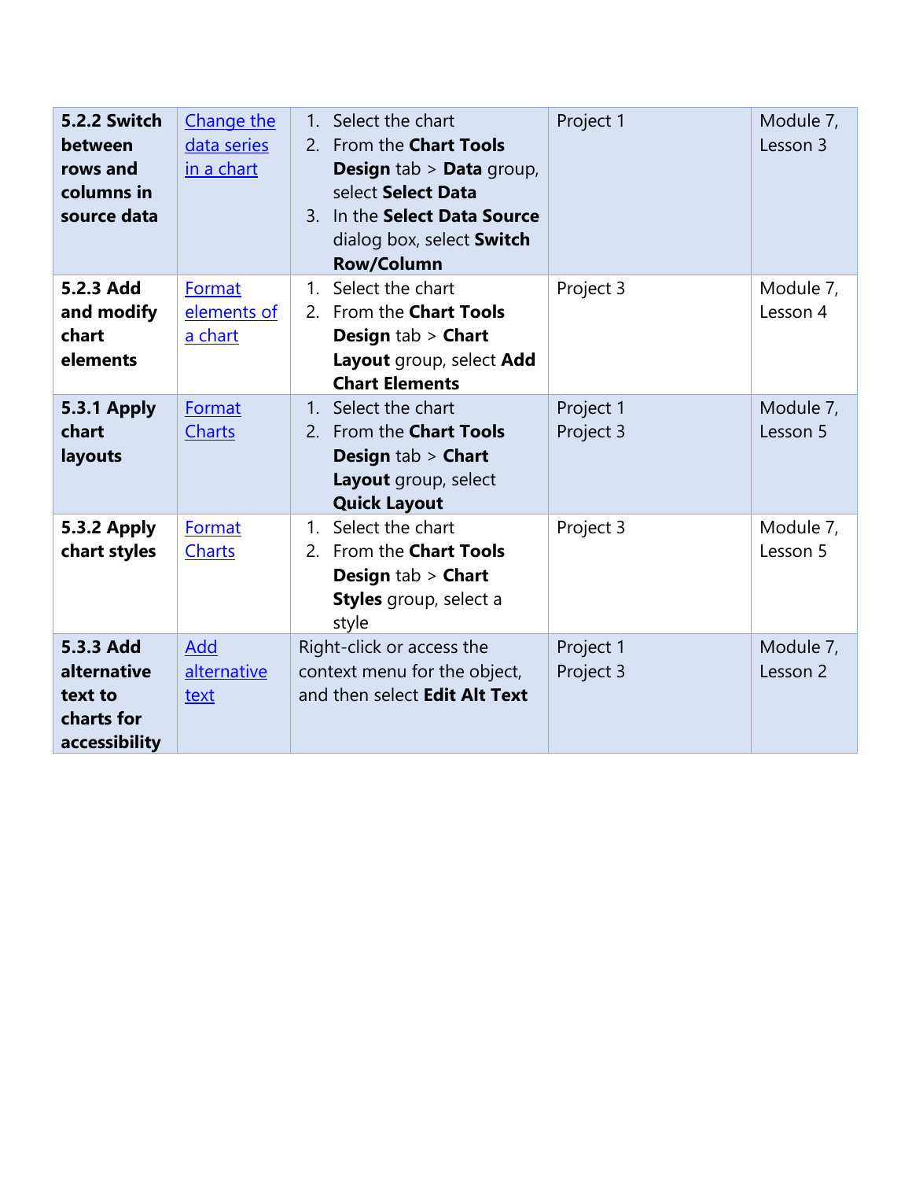| | | | | |
|---|---|---|---|---|
| **5.2.2 Switch between rows and columns in source data** | Change the data series in a chart | 1. Select the chart<br>2. From the **Chart Tools Design** tab > **Data** group, select **Select Data**<br>3. In the **Select Data Source** dialog box, select **Switch Row/Column** | Project 1 | Module 7, Lesson 3 |
| **5.2.3 Add and modify chart elements** | Format elements of a chart | 1. Select the chart<br>2. From the **Chart Tools Design** tab > **Chart Layout** group, select **Add Chart Elements** | Project 3 | Module 7, Lesson 4 |
| **5.3.1 Apply chart layouts** | Format Charts | 1. Select the chart<br>2. From the **Chart Tools Design** tab > **Chart Layout** group, select **Quick Layout** | Project 1<br>Project 3 | Module 7, Lesson 5 |
| **5.3.2 Apply chart styles** | Format Charts | 1. Select the chart<br>2. From the **Chart Tools Design** tab > **Chart Styles** group, select a style | Project 3 | Module 7, Lesson 5 |
| **5.3.3 Add alternative text to charts for accessibility** | Add alternative text | Right-click or access the context menu for the object, and then select **Edit Alt Text** | Project 1<br>Project 3 | Module 7, Lesson 2 |